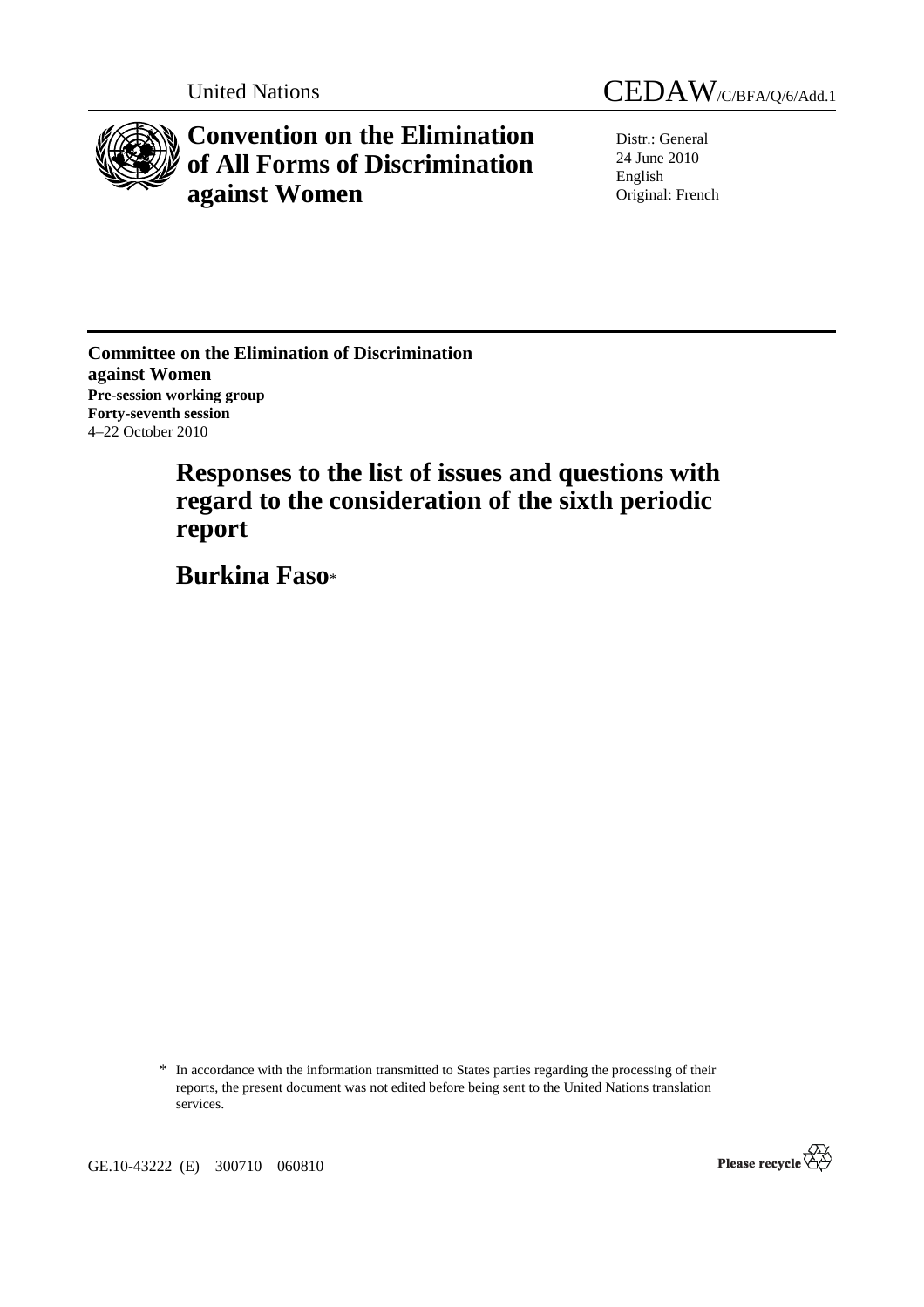United Nations CEDAW/C/BFA/Q/6/Add.1

# Convention on the Elimination of All Forms of Discrimination against Women

Distr.: General
24 June 2010
English
Original: French

**Committee on the Elimination of Discrimination against Women**
**Pre-session working group**
**Forty-seventh session**
4–22 October 2010

## Responses to the list of issues and questions with regard to the consideration of the sixth periodic report

## Burkina Faso*

\* In accordance with the information transmitted to States parties regarding the processing of their reports, the present document was not edited before being sent to the United Nations translation services.

GE.10-43222 (E) 300710 060810

Please recycle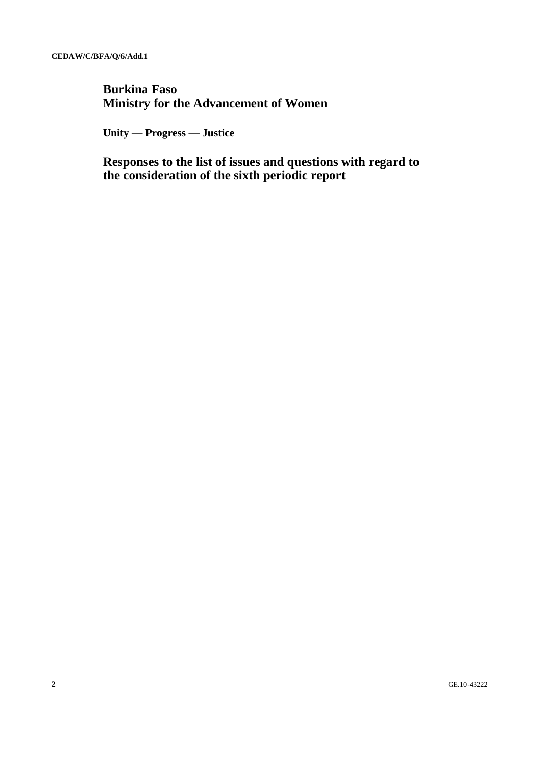**Burkina Faso**
**Ministry for the Advancement of Women**

**Unity — Progress — Justice**

## Responses to the list of issues and questions with regard to the consideration of the sixth periodic report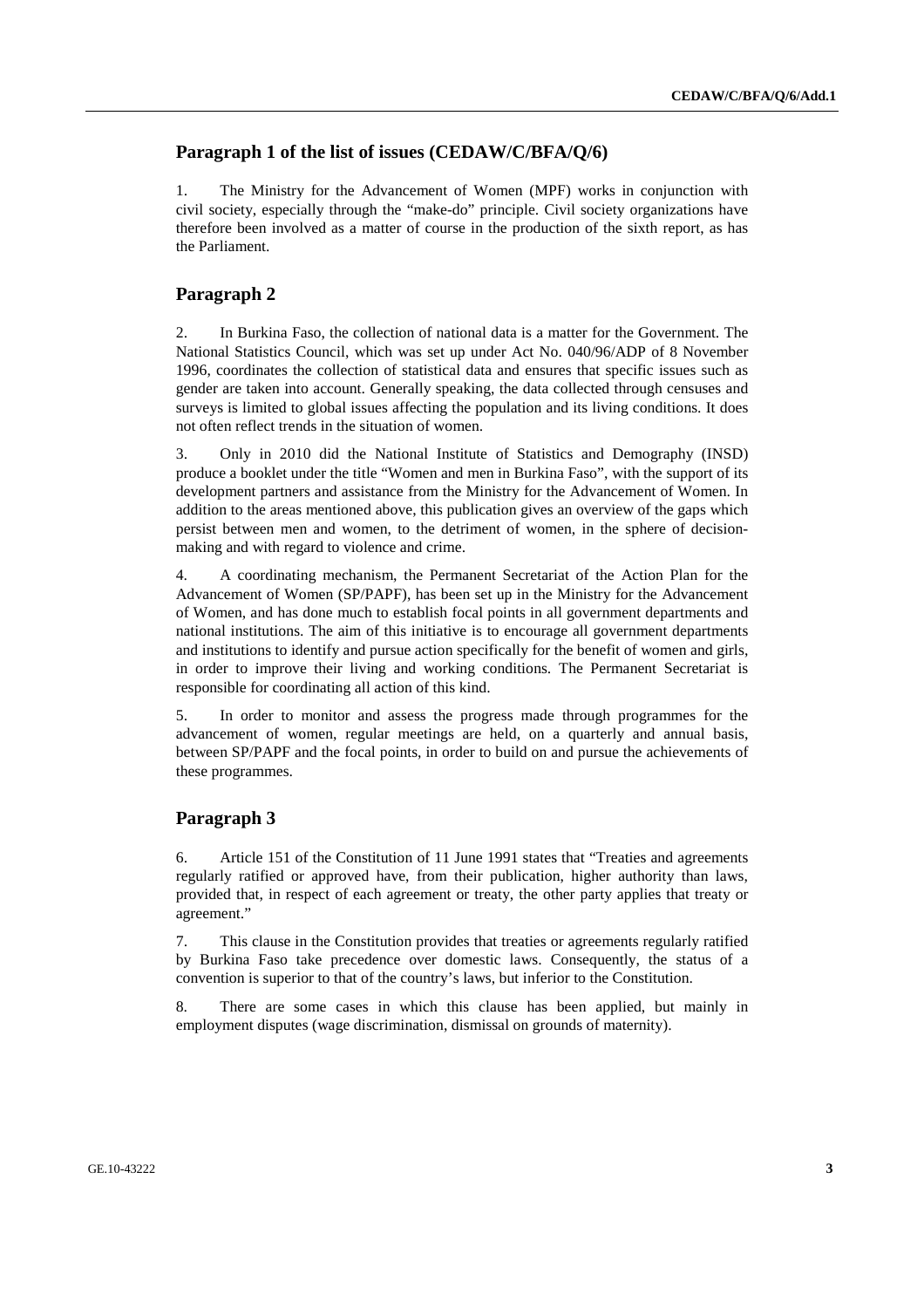## Paragraph 1 of the list of issues (CEDAW/C/BFA/Q/6)

1. The Ministry for the Advancement of Women (MPF) works in conjunction with civil society, especially through the "make-do" principle. Civil society organizations have therefore been involved as a matter of course in the production of the sixth report, as has the Parliament.

## Paragraph 2

2. In Burkina Faso, the collection of national data is a matter for the Government. The National Statistics Council, which was set up under Act No. 040/96/ADP of 8 November 1996, coordinates the collection of statistical data and ensures that specific issues such as gender are taken into account. Generally speaking, the data collected through censuses and surveys is limited to global issues affecting the population and its living conditions. It does not often reflect trends in the situation of women.

3. Only in 2010 did the National Institute of Statistics and Demography (INSD) produce a booklet under the title "Women and men in Burkina Faso", with the support of its development partners and assistance from the Ministry for the Advancement of Women. In addition to the areas mentioned above, this publication gives an overview of the gaps which persist between men and women, to the detriment of women, in the sphere of decision-making and with regard to violence and crime.

4. A coordinating mechanism, the Permanent Secretariat of the Action Plan for the Advancement of Women (SP/PAPF), has been set up in the Ministry for the Advancement of Women, and has done much to establish focal points in all government departments and national institutions. The aim of this initiative is to encourage all government departments and institutions to identify and pursue action specifically for the benefit of women and girls, in order to improve their living and working conditions. The Permanent Secretariat is responsible for coordinating all action of this kind.

5. In order to monitor and assess the progress made through programmes for the advancement of women, regular meetings are held, on a quarterly and annual basis, between SP/PAPF and the focal points, in order to build on and pursue the achievements of these programmes.

## Paragraph 3

6. Article 151 of the Constitution of 11 June 1991 states that "Treaties and agreements regularly ratified or approved have, from their publication, higher authority than laws, provided that, in respect of each agreement or treaty, the other party applies that treaty or agreement."

7. This clause in the Constitution provides that treaties or agreements regularly ratified by Burkina Faso take precedence over domestic laws. Consequently, the status of a convention is superior to that of the country's laws, but inferior to the Constitution.

8. There are some cases in which this clause has been applied, but mainly in employment disputes (wage discrimination, dismissal on grounds of maternity).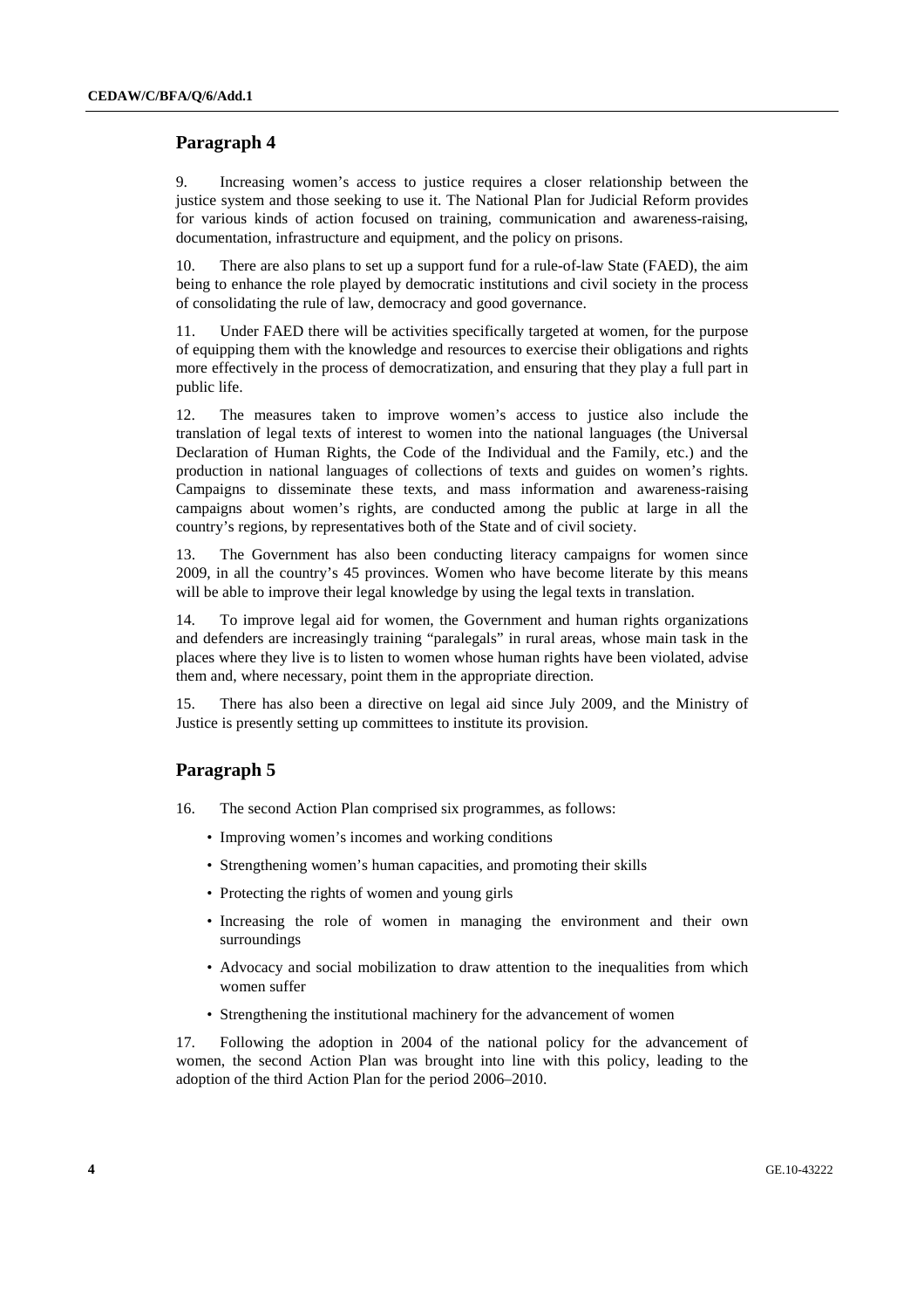## Paragraph 4

9. Increasing women's access to justice requires a closer relationship between the justice system and those seeking to use it. The National Plan for Judicial Reform provides for various kinds of action focused on training, communication and awareness-raising, documentation, infrastructure and equipment, and the policy on prisons.

10. There are also plans to set up a support fund for a rule-of-law State (FAED), the aim being to enhance the role played by democratic institutions and civil society in the process of consolidating the rule of law, democracy and good governance.

11. Under FAED there will be activities specifically targeted at women, for the purpose of equipping them with the knowledge and resources to exercise their obligations and rights more effectively in the process of democratization, and ensuring that they play a full part in public life.

12. The measures taken to improve women's access to justice also include the translation of legal texts of interest to women into the national languages (the Universal Declaration of Human Rights, the Code of the Individual and the Family, etc.) and the production in national languages of collections of texts and guides on women's rights. Campaigns to disseminate these texts, and mass information and awareness-raising campaigns about women's rights, are conducted among the public at large in all the country's regions, by representatives both of the State and of civil society.

13. The Government has also been conducting literacy campaigns for women since 2009, in all the country's 45 provinces. Women who have become literate by this means will be able to improve their legal knowledge by using the legal texts in translation.

14. To improve legal aid for women, the Government and human rights organizations and defenders are increasingly training "paralegals" in rural areas, whose main task in the places where they live is to listen to women whose human rights have been violated, advise them and, where necessary, point them in the appropriate direction.

15. There has also been a directive on legal aid since July 2009, and the Ministry of Justice is presently setting up committees to institute its provision.

## Paragraph 5

16. The second Action Plan comprised six programmes, as follows:

- Improving women's incomes and working conditions
- Strengthening women's human capacities, and promoting their skills
- Protecting the rights of women and young girls
- Increasing the role of women in managing the environment and their own surroundings
- Advocacy and social mobilization to draw attention to the inequalities from which women suffer
- Strengthening the institutional machinery for the advancement of women

17. Following the adoption in 2004 of the national policy for the advancement of women, the second Action Plan was brought into line with this policy, leading to the adoption of the third Action Plan for the period 2006–2010.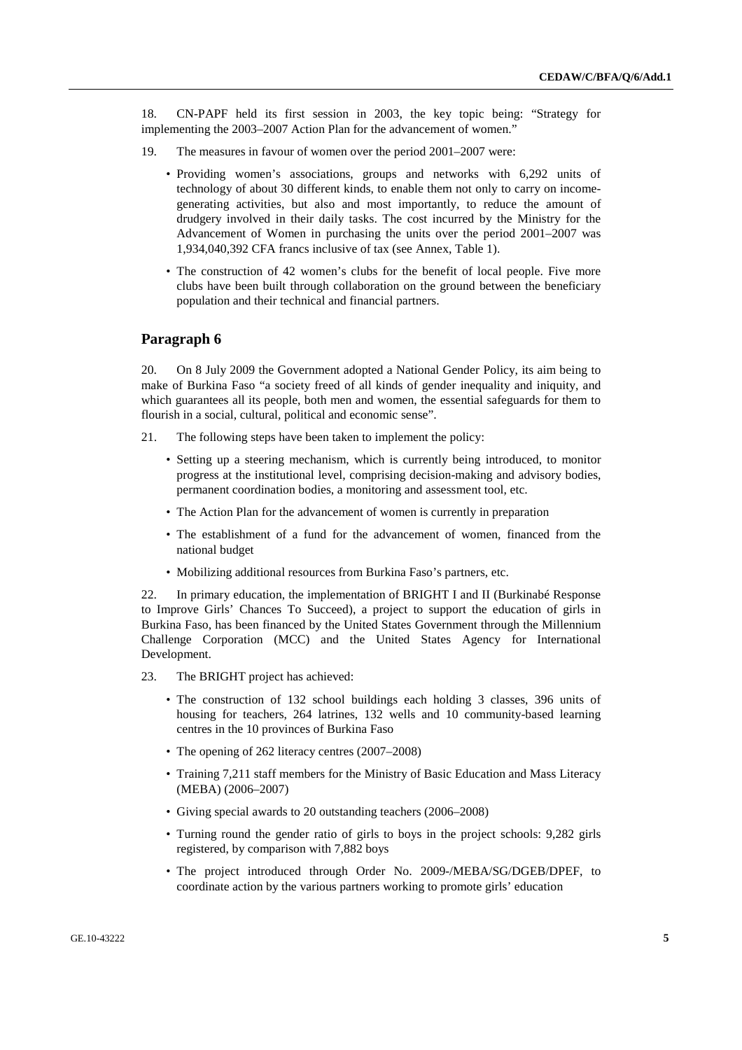18. CN-PAPF held its first session in 2003, the key topic being: "Strategy for implementing the 2003–2007 Action Plan for the advancement of women."

19. The measures in favour of women over the period 2001–2007 were:

- Providing women's associations, groups and networks with 6,292 units of technology of about 30 different kinds, to enable them not only to carry on income-generating activities, but also and most importantly, to reduce the amount of drudgery involved in their daily tasks. The cost incurred by the Ministry for the Advancement of Women in purchasing the units over the period 2001–2007 was 1,934,040,392 CFA francs inclusive of tax (see Annex, Table 1).
- The construction of 42 women's clubs for the benefit of local people. Five more clubs have been built through collaboration on the ground between the beneficiary population and their technical and financial partners.

## Paragraph 6

20. On 8 July 2009 the Government adopted a National Gender Policy, its aim being to make of Burkina Faso "a society freed of all kinds of gender inequality and iniquity, and which guarantees all its people, both men and women, the essential safeguards for them to flourish in a social, cultural, political and economic sense".

21. The following steps have been taken to implement the policy:

- Setting up a steering mechanism, which is currently being introduced, to monitor progress at the institutional level, comprising decision-making and advisory bodies, permanent coordination bodies, a monitoring and assessment tool, etc.
- The Action Plan for the advancement of women is currently in preparation
- The establishment of a fund for the advancement of women, financed from the national budget
- Mobilizing additional resources from Burkina Faso's partners, etc.

22. In primary education, the implementation of BRIGHT I and II (Burkinabé Response to Improve Girls' Chances To Succeed), a project to support the education of girls in Burkina Faso, has been financed by the United States Government through the Millennium Challenge Corporation (MCC) and the United States Agency for International Development.

23. The BRIGHT project has achieved:

- The construction of 132 school buildings each holding 3 classes, 396 units of housing for teachers, 264 latrines, 132 wells and 10 community-based learning centres in the 10 provinces of Burkina Faso
- The opening of 262 literacy centres (2007–2008)
- Training 7,211 staff members for the Ministry of Basic Education and Mass Literacy (MEBA) (2006–2007)
- Giving special awards to 20 outstanding teachers (2006–2008)
- Turning round the gender ratio of girls to boys in the project schools: 9,282 girls registered, by comparison with 7,882 boys
- The project introduced through Order No. 2009-/MEBA/SG/DGEB/DPEF, to coordinate action by the various partners working to promote girls' education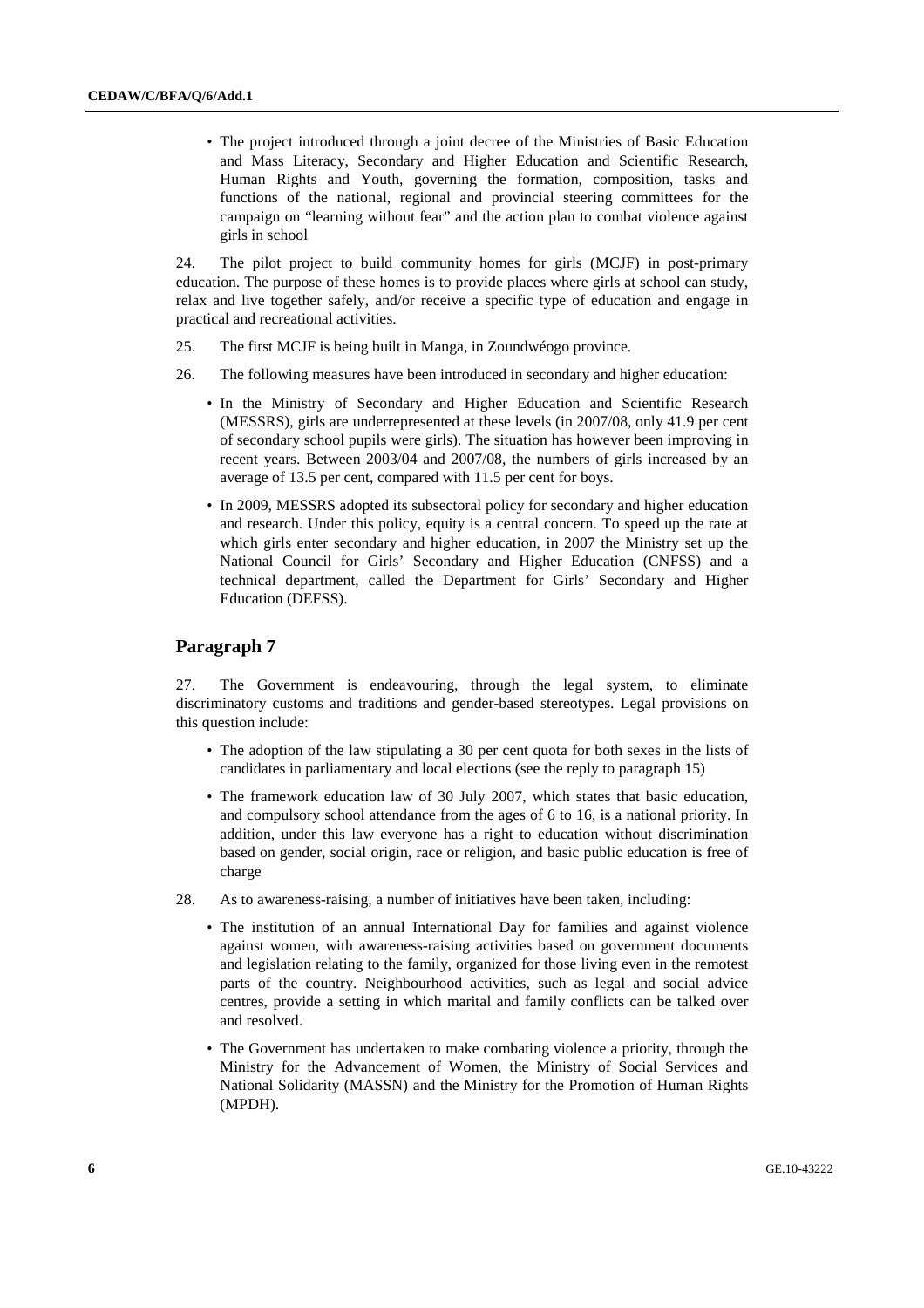- The project introduced through a joint decree of the Ministries of Basic Education and Mass Literacy, Secondary and Higher Education and Scientific Research, Human Rights and Youth, governing the formation, composition, tasks and functions of the national, regional and provincial steering committees for the campaign on "learning without fear" and the action plan to combat violence against girls in school

24. The pilot project to build community homes for girls (MCJF) in post-primary education. The purpose of these homes is to provide places where girls at school can study, relax and live together safely, and/or receive a specific type of education and engage in practical and recreational activities.

25. The first MCJF is being built in Manga, in Zoundwéogo province.

26. The following measures have been introduced in secondary and higher education:

- In the Ministry of Secondary and Higher Education and Scientific Research (MESSRS), girls are underrepresented at these levels (in 2007/08, only 41.9 per cent of secondary school pupils were girls). The situation has however been improving in recent years. Between 2003/04 and 2007/08, the numbers of girls increased by an average of 13.5 per cent, compared with 11.5 per cent for boys.
- In 2009, MESSRS adopted its subsectoral policy for secondary and higher education and research. Under this policy, equity is a central concern. To speed up the rate at which girls enter secondary and higher education, in 2007 the Ministry set up the National Council for Girls' Secondary and Higher Education (CNFSS) and a technical department, called the Department for Girls' Secondary and Higher Education (DEFSS).

## Paragraph 7

27. The Government is endeavouring, through the legal system, to eliminate discriminatory customs and traditions and gender-based stereotypes. Legal provisions on this question include:

- The adoption of the law stipulating a 30 per cent quota for both sexes in the lists of candidates in parliamentary and local elections (see the reply to paragraph 15)
- The framework education law of 30 July 2007, which states that basic education, and compulsory school attendance from the ages of 6 to 16, is a national priority. In addition, under this law everyone has a right to education without discrimination based on gender, social origin, race or religion, and basic public education is free of charge

28. As to awareness-raising, a number of initiatives have been taken, including:

- The institution of an annual International Day for families and against violence against women, with awareness-raising activities based on government documents and legislation relating to the family, organized for those living even in the remotest parts of the country. Neighbourhood activities, such as legal and social advice centres, provide a setting in which marital and family conflicts can be talked over and resolved.
- The Government has undertaken to make combating violence a priority, through the Ministry for the Advancement of Women, the Ministry of Social Services and National Solidarity (MASSN) and the Ministry for the Promotion of Human Rights (MPDH).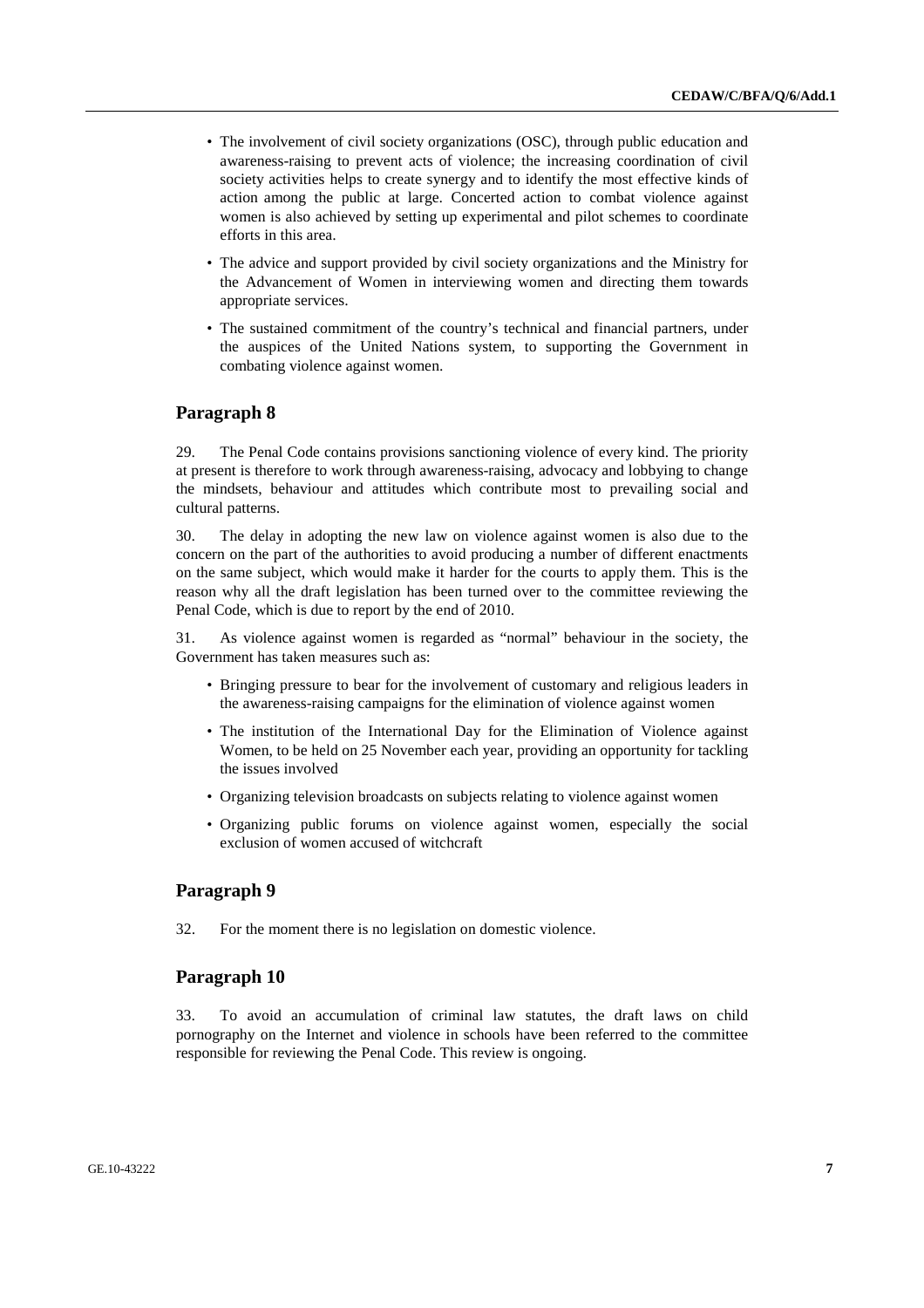- The involvement of civil society organizations (OSC), through public education and awareness-raising to prevent acts of violence; the increasing coordination of civil society activities helps to create synergy and to identify the most effective kinds of action among the public at large. Concerted action to combat violence against women is also achieved by setting up experimental and pilot schemes to coordinate efforts in this area.
- The advice and support provided by civil society organizations and the Ministry for the Advancement of Women in interviewing women and directing them towards appropriate services.
- The sustained commitment of the country's technical and financial partners, under the auspices of the United Nations system, to supporting the Government in combating violence against women.

## Paragraph 8

29. The Penal Code contains provisions sanctioning violence of every kind. The priority at present is therefore to work through awareness-raising, advocacy and lobbying to change the mindsets, behaviour and attitudes which contribute most to prevailing social and cultural patterns.

30. The delay in adopting the new law on violence against women is also due to the concern on the part of the authorities to avoid producing a number of different enactments on the same subject, which would make it harder for the courts to apply them. This is the reason why all the draft legislation has been turned over to the committee reviewing the Penal Code, which is due to report by the end of 2010.

31. As violence against women is regarded as "normal" behaviour in the society, the Government has taken measures such as:

- Bringing pressure to bear for the involvement of customary and religious leaders in the awareness-raising campaigns for the elimination of violence against women
- The institution of the International Day for the Elimination of Violence against Women, to be held on 25 November each year, providing an opportunity for tackling the issues involved
- Organizing television broadcasts on subjects relating to violence against women
- Organizing public forums on violence against women, especially the social exclusion of women accused of witchcraft

## Paragraph 9

32. For the moment there is no legislation on domestic violence.

## Paragraph 10

33. To avoid an accumulation of criminal law statutes, the draft laws on child pornography on the Internet and violence in schools have been referred to the committee responsible for reviewing the Penal Code. This review is ongoing.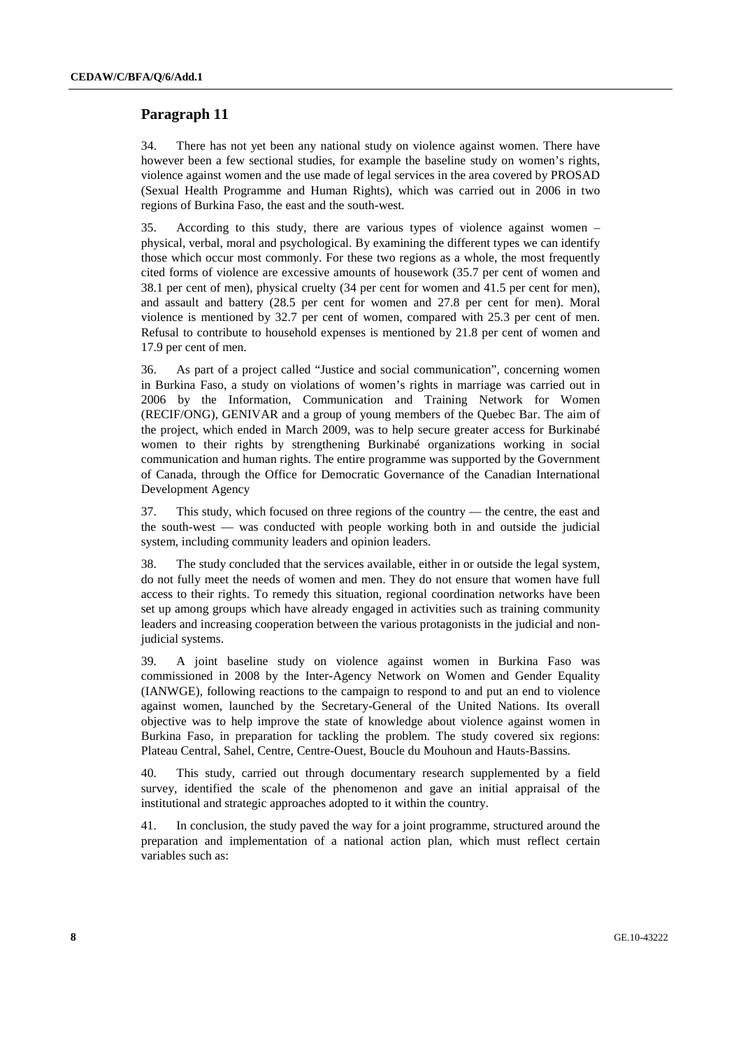## Paragraph 11

34. There has not yet been any national study on violence against women. There have however been a few sectional studies, for example the baseline study on women's rights, violence against women and the use made of legal services in the area covered by PROSAD (Sexual Health Programme and Human Rights), which was carried out in 2006 in two regions of Burkina Faso, the east and the south-west.

35. According to this study, there are various types of violence against women – physical, verbal, moral and psychological. By examining the different types we can identify those which occur most commonly. For these two regions as a whole, the most frequently cited forms of violence are excessive amounts of housework (35.7 per cent of women and 38.1 per cent of men), physical cruelty (34 per cent for women and 41.5 per cent for men), and assault and battery (28.5 per cent for women and 27.8 per cent for men). Moral violence is mentioned by 32.7 per cent of women, compared with 25.3 per cent of men. Refusal to contribute to household expenses is mentioned by 21.8 per cent of women and 17.9 per cent of men.

36. As part of a project called "Justice and social communication", concerning women in Burkina Faso, a study on violations of women's rights in marriage was carried out in 2006 by the Information, Communication and Training Network for Women (RECIF/ONG), GENIVAR and a group of young members of the Quebec Bar. The aim of the project, which ended in March 2009, was to help secure greater access for Burkinabé women to their rights by strengthening Burkinabé organizations working in social communication and human rights. The entire programme was supported by the Government of Canada, through the Office for Democratic Governance of the Canadian International Development Agency

37. This study, which focused on three regions of the country — the centre, the east and the south-west — was conducted with people working both in and outside the judicial system, including community leaders and opinion leaders.

38. The study concluded that the services available, either in or outside the legal system, do not fully meet the needs of women and men. They do not ensure that women have full access to their rights. To remedy this situation, regional coordination networks have been set up among groups which have already engaged in activities such as training community leaders and increasing cooperation between the various protagonists in the judicial and non-judicial systems.

39. A joint baseline study on violence against women in Burkina Faso was commissioned in 2008 by the Inter-Agency Network on Women and Gender Equality (IANWGE), following reactions to the campaign to respond to and put an end to violence against women, launched by the Secretary-General of the United Nations. Its overall objective was to help improve the state of knowledge about violence against women in Burkina Faso, in preparation for tackling the problem. The study covered six regions: Plateau Central, Sahel, Centre, Centre-Ouest, Boucle du Mouhoun and Hauts-Bassins.

40. This study, carried out through documentary research supplemented by a field survey, identified the scale of the phenomenon and gave an initial appraisal of the institutional and strategic approaches adopted to it within the country.

41. In conclusion, the study paved the way for a joint programme, structured around the preparation and implementation of a national action plan, which must reflect certain variables such as: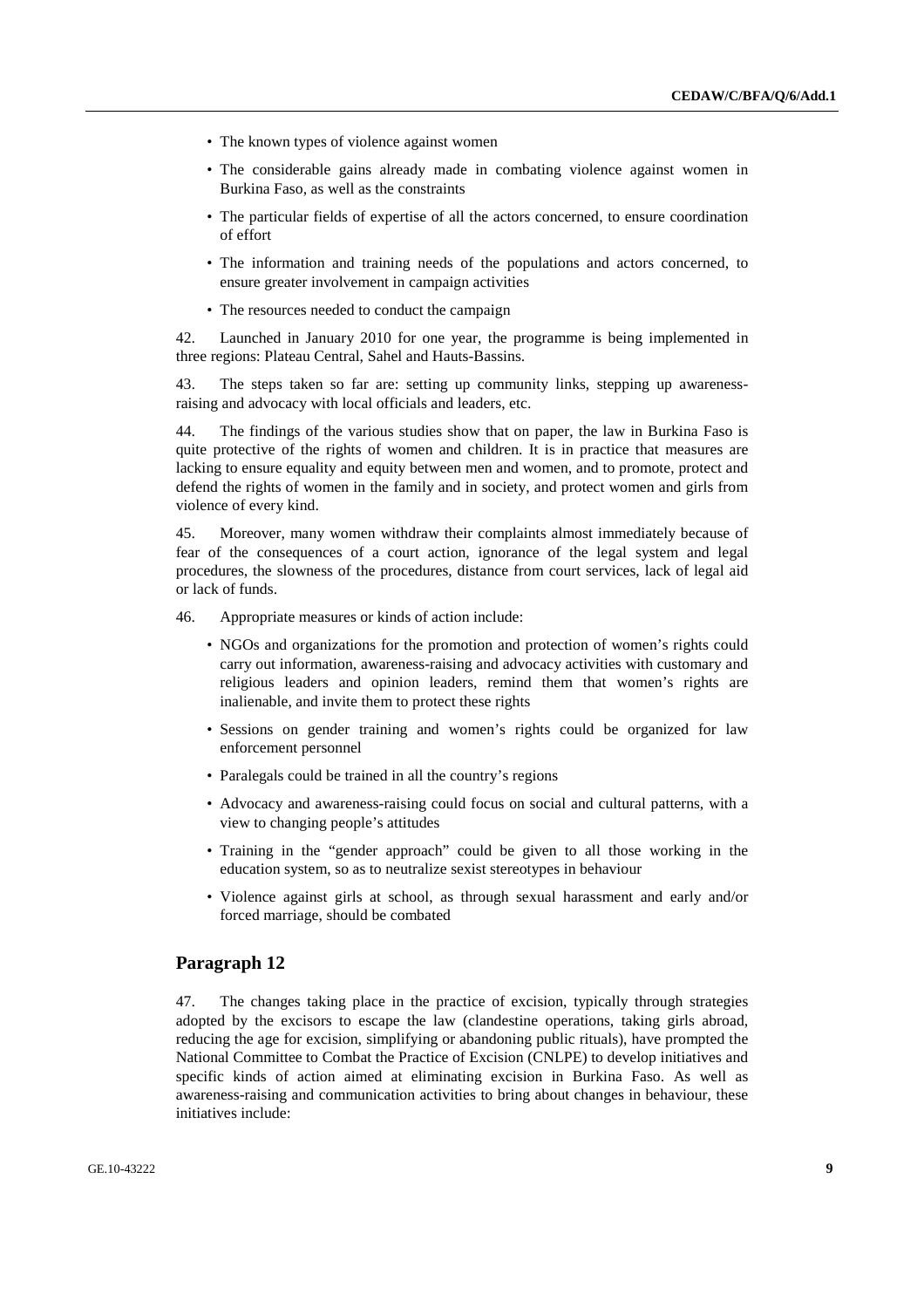- The known types of violence against women
- The considerable gains already made in combating violence against women in Burkina Faso, as well as the constraints
- The particular fields of expertise of all the actors concerned, to ensure coordination of effort
- The information and training needs of the populations and actors concerned, to ensure greater involvement in campaign activities
- The resources needed to conduct the campaign

42. Launched in January 2010 for one year, the programme is being implemented in three regions: Plateau Central, Sahel and Hauts-Bassins.

43. The steps taken so far are: setting up community links, stepping up awareness-raising and advocacy with local officials and leaders, etc.

44. The findings of the various studies show that on paper, the law in Burkina Faso is quite protective of the rights of women and children. It is in practice that measures are lacking to ensure equality and equity between men and women, and to promote, protect and defend the rights of women in the family and in society, and protect women and girls from violence of every kind.

45. Moreover, many women withdraw their complaints almost immediately because of fear of the consequences of a court action, ignorance of the legal system and legal procedures, the slowness of the procedures, distance from court services, lack of legal aid or lack of funds.

46. Appropriate measures or kinds of action include:

- NGOs and organizations for the promotion and protection of women's rights could carry out information, awareness-raising and advocacy activities with customary and religious leaders and opinion leaders, remind them that women's rights are inalienable, and invite them to protect these rights
- Sessions on gender training and women's rights could be organized for law enforcement personnel
- Paralegals could be trained in all the country's regions
- Advocacy and awareness-raising could focus on social and cultural patterns, with a view to changing people's attitudes
- Training in the "gender approach" could be given to all those working in the education system, so as to neutralize sexist stereotypes in behaviour
- Violence against girls at school, as through sexual harassment and early and/or forced marriage, should be combated

## Paragraph 12

47. The changes taking place in the practice of excision, typically through strategies adopted by the excisors to escape the law (clandestine operations, taking girls abroad, reducing the age for excision, simplifying or abandoning public rituals), have prompted the National Committee to Combat the Practice of Excision (CNLPE) to develop initiatives and specific kinds of action aimed at eliminating excision in Burkina Faso. As well as awareness-raising and communication activities to bring about changes in behaviour, these initiatives include: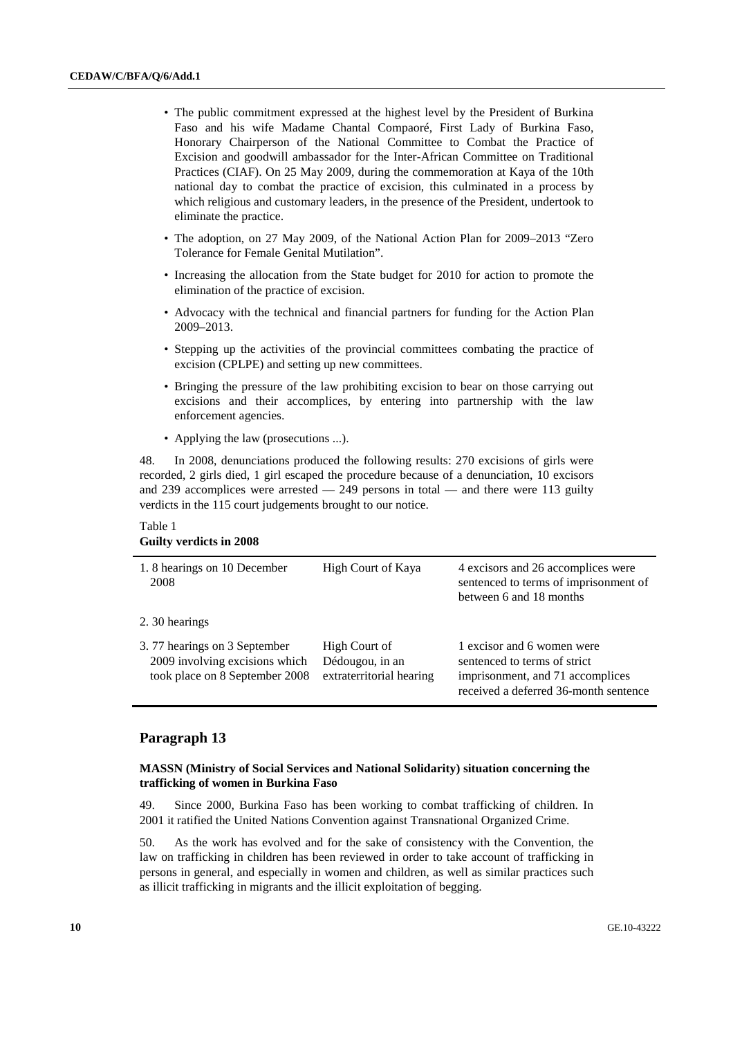- The public commitment expressed at the highest level by the President of Burkina Faso and his wife Madame Chantal Compaoré, First Lady of Burkina Faso, Honorary Chairperson of the National Committee to Combat the Practice of Excision and goodwill ambassador for the Inter-African Committee on Traditional Practices (CIAF). On 25 May 2009, during the commemoration at Kaya of the 10th national day to combat the practice of excision, this culminated in a process by which religious and customary leaders, in the presence of the President, undertook to eliminate the practice.
- The adoption, on 27 May 2009, of the National Action Plan for 2009–2013 "Zero Tolerance for Female Genital Mutilation".
- Increasing the allocation from the State budget for 2010 for action to promote the elimination of the practice of excision.
- Advocacy with the technical and financial partners for funding for the Action Plan 2009–2013.
- Stepping up the activities of the provincial committees combating the practice of excision (CPLPE) and setting up new committees.
- Bringing the pressure of the law prohibiting excision to bear on those carrying out excisions and their accomplices, by entering into partnership with the law enforcement agencies.
- Applying the law (prosecutions ...).

48. In 2008, denunciations produced the following results: 270 excisions of girls were recorded, 2 girls died, 1 girl escaped the procedure because of a denunciation, 10 excisors and 239 accomplices were arrested — 249 persons in total — and there were 113 guilty verdicts in the 115 court judgements brought to our notice.

Table 1
**Guilty verdicts in 2008**

| | | |
|---|---|---|
| 1. 8 hearings on 10 December 2008 | High Court of Kaya | 4 excisors and 26 accomplices were sentenced to terms of imprisonment of between 6 and 18 months |
| 2. 30 hearings | | |
| 3. 77 hearings on 3 September 2009 involving excisions which took place on 8 September 2008 | High Court of Dédougou, in an extraterritorial hearing | 1 excisor and 6 women were sentenced to terms of strict imprisonment, and 71 accomplices received a deferred 36-month sentence |

## Paragraph 13

### MASSN (Ministry of Social Services and National Solidarity) situation concerning the trafficking of women in Burkina Faso

49. Since 2000, Burkina Faso has been working to combat trafficking of children. In 2001 it ratified the United Nations Convention against Transnational Organized Crime.

50. As the work has evolved and for the sake of consistency with the Convention, the law on trafficking in children has been reviewed in order to take account of trafficking in persons in general, and especially in women and children, as well as similar practices such as illicit trafficking in migrants and the illicit exploitation of begging.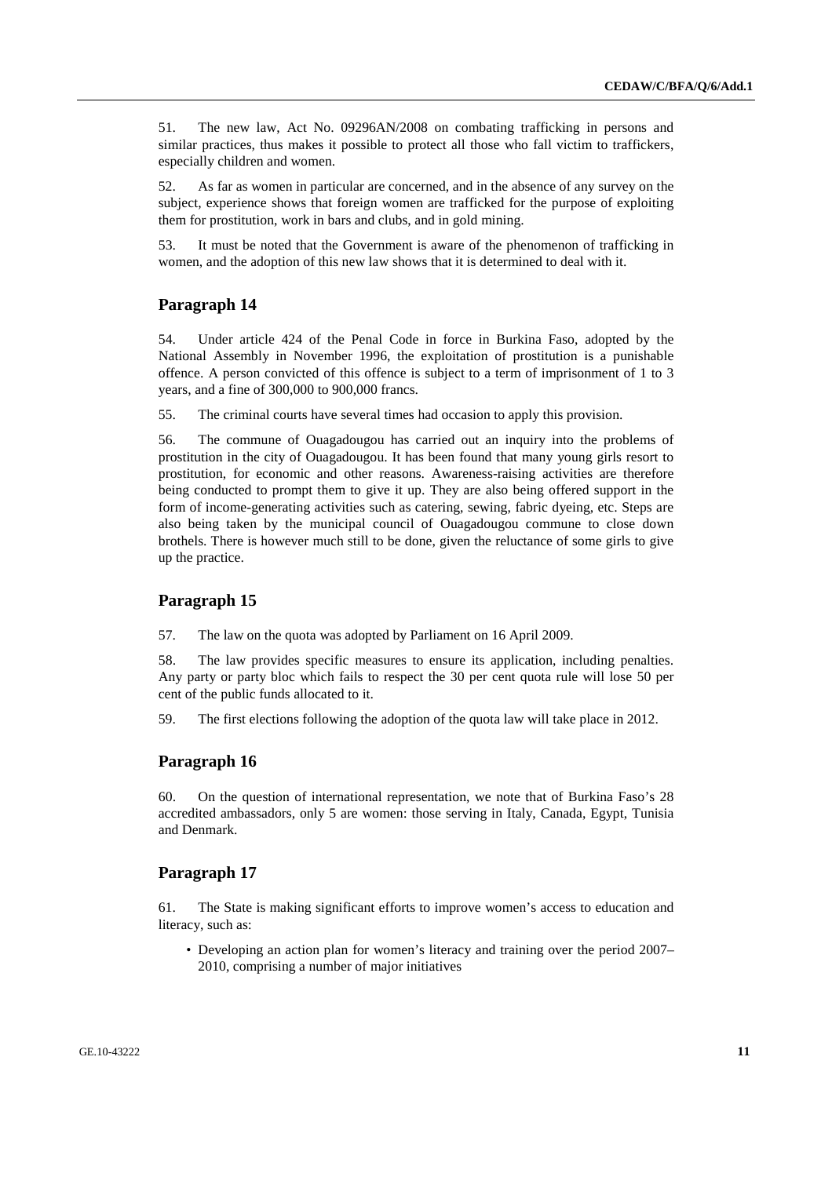51. The new law, Act No. 09296AN/2008 on combating trafficking in persons and similar practices, thus makes it possible to protect all those who fall victim to traffickers, especially children and women.

52. As far as women in particular are concerned, and in the absence of any survey on the subject, experience shows that foreign women are trafficked for the purpose of exploiting them for prostitution, work in bars and clubs, and in gold mining.

53. It must be noted that the Government is aware of the phenomenon of trafficking in women, and the adoption of this new law shows that it is determined to deal with it.

## Paragraph 14

54. Under article 424 of the Penal Code in force in Burkina Faso, adopted by the National Assembly in November 1996, the exploitation of prostitution is a punishable offence. A person convicted of this offence is subject to a term of imprisonment of 1 to 3 years, and a fine of 300,000 to 900,000 francs.

55. The criminal courts have several times had occasion to apply this provision.

56. The commune of Ouagadougou has carried out an inquiry into the problems of prostitution in the city of Ouagadougou. It has been found that many young girls resort to prostitution, for economic and other reasons. Awareness-raising activities are therefore being conducted to prompt them to give it up. They are also being offered support in the form of income-generating activities such as catering, sewing, fabric dyeing, etc. Steps are also being taken by the municipal council of Ouagadougou commune to close down brothels. There is however much still to be done, given the reluctance of some girls to give up the practice.

## Paragraph 15

57. The law on the quota was adopted by Parliament on 16 April 2009.

58. The law provides specific measures to ensure its application, including penalties. Any party or party bloc which fails to respect the 30 per cent quota rule will lose 50 per cent of the public funds allocated to it.

59. The first elections following the adoption of the quota law will take place in 2012.

## Paragraph 16

60. On the question of international representation, we note that of Burkina Faso's 28 accredited ambassadors, only 5 are women: those serving in Italy, Canada, Egypt, Tunisia and Denmark.

## Paragraph 17

61. The State is making significant efforts to improve women's access to education and literacy, such as:

- Developing an action plan for women's literacy and training over the period 2007–2010, comprising a number of major initiatives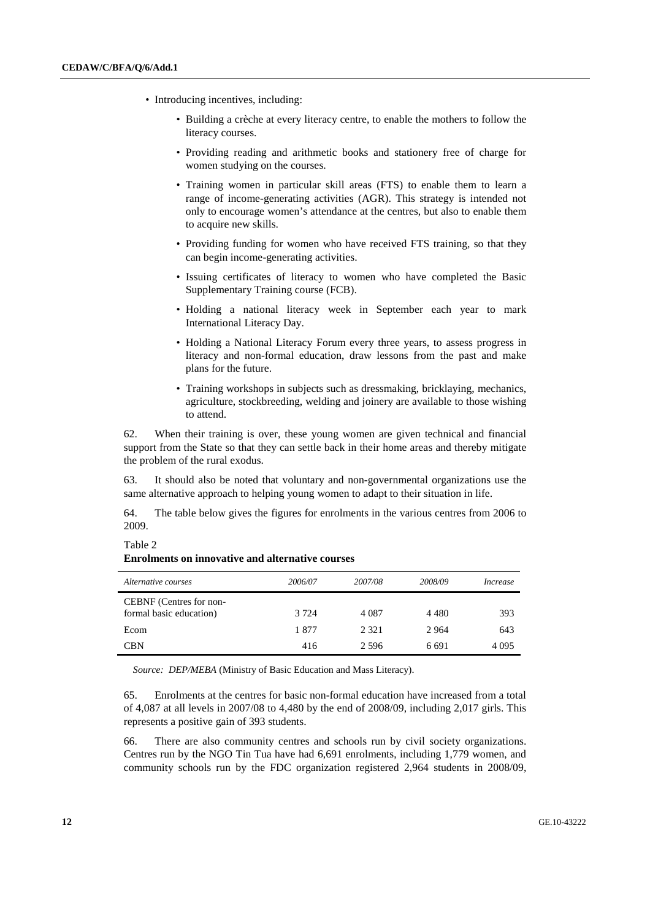- Introducing incentives, including:
  - Building a crèche at every literacy centre, to enable the mothers to follow the literacy courses.
  - Providing reading and arithmetic books and stationery free of charge for women studying on the courses.
  - Training women in particular skill areas (FTS) to enable them to learn a range of income-generating activities (AGR). This strategy is intended not only to encourage women's attendance at the centres, but also to enable them to acquire new skills.
  - Providing funding for women who have received FTS training, so that they can begin income-generating activities.
  - Issuing certificates of literacy to women who have completed the Basic Supplementary Training course (FCB).
  - Holding a national literacy week in September each year to mark International Literacy Day.
  - Holding a National Literacy Forum every three years, to assess progress in literacy and non-formal education, draw lessons from the past and make plans for the future.
  - Training workshops in subjects such as dressmaking, bricklaying, mechanics, agriculture, stockbreeding, welding and joinery are available to those wishing to attend.

62. When their training is over, these young women are given technical and financial support from the State so that they can settle back in their home areas and thereby mitigate the problem of the rural exodus.

63. It should also be noted that voluntary and non-governmental organizations use the same alternative approach to helping young women to adapt to their situation in life.

64. The table below gives the figures for enrolments in the various centres from 2006 to 2009.

Table 2
**Enrolments on innovative and alternative courses**

| *Alternative courses* | *2006/07* | *2007/08* | *2008/09* | *Increase* |
|---|---|---|---|---|
| CEBNF (Centres for non-formal basic education) | 3 724 | 4 087 | 4 480 | 393 |
| Ecom | 1 877 | 2 321 | 2 964 | 643 |
| CBN | 416 | 2 596 | 6 691 | 4 095 |

*Source: DEP/MEBA* (Ministry of Basic Education and Mass Literacy).

65. Enrolments at the centres for basic non-formal education have increased from a total of 4,087 at all levels in 2007/08 to 4,480 by the end of 2008/09, including 2,017 girls. This represents a positive gain of 393 students.

66. There are also community centres and schools run by civil society organizations. Centres run by the NGO Tin Tua have had 6,691 enrolments, including 1,779 women, and community schools run by the FDC organization registered 2,964 students in 2008/09,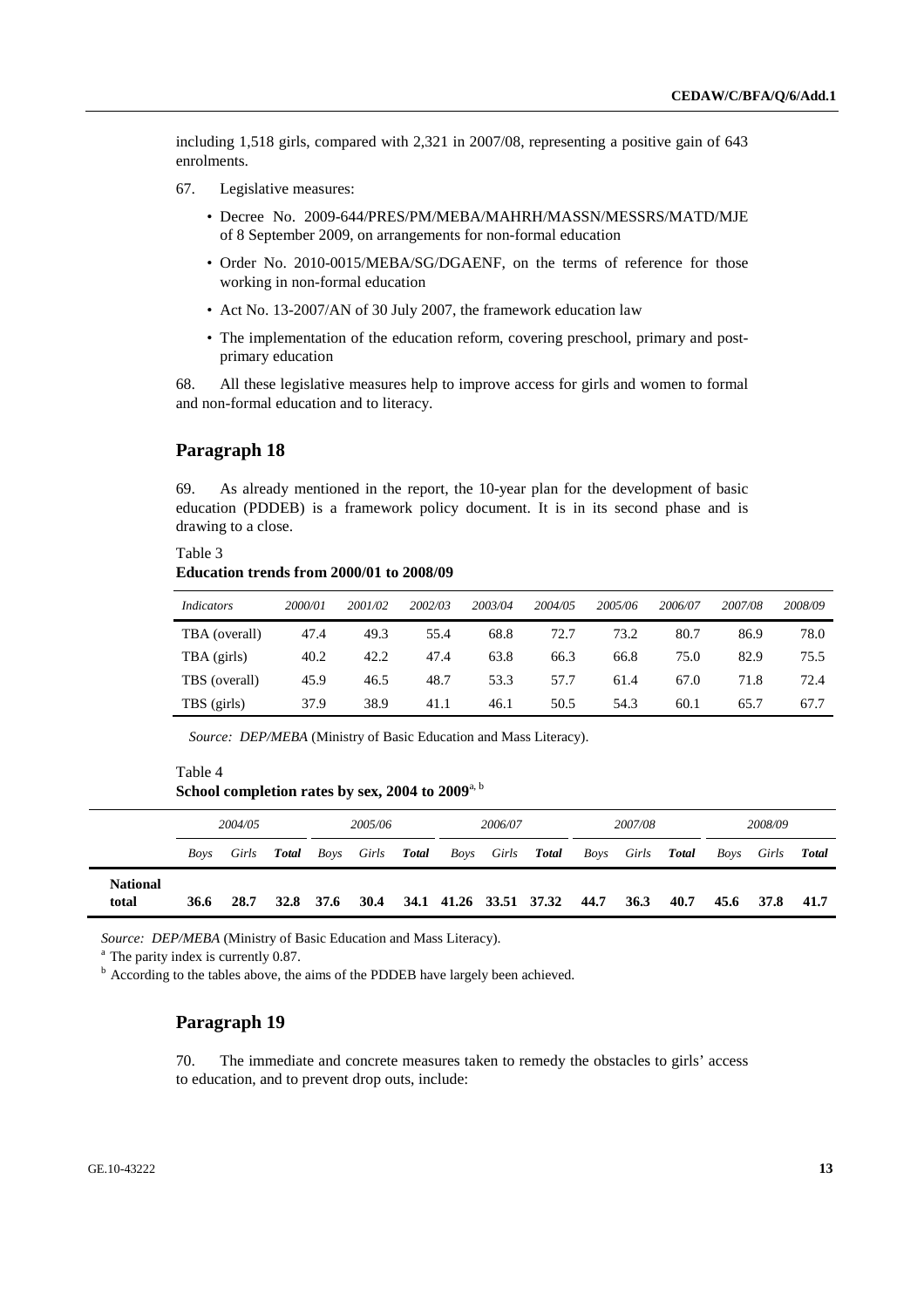including 1,518 girls, compared with 2,321 in 2007/08, representing a positive gain of 643 enrolments.

67. Legislative measures:

- Decree No. 2009-644/PRES/PM/MEBA/MAHRH/MASSN/MESSRS/MATD/MJE of 8 September 2009, on arrangements for non-formal education
- Order No. 2010-0015/MEBA/SG/DGAENF, on the terms of reference for those working in non-formal education
- Act No. 13-2007/AN of 30 July 2007, the framework education law
- The implementation of the education reform, covering preschool, primary and post-primary education

68. All these legislative measures help to improve access for girls and women to formal and non-formal education and to literacy.

## Paragraph 18

69. As already mentioned in the report, the 10-year plan for the development of basic education (PDDEB) is a framework policy document. It is in its second phase and is drawing to a close.

Table 3
**Education trends from 2000/01 to 2008/09**

| *Indicators* | *2000/01* | *2001/02* | *2002/03* | *2003/04* | *2004/05* | *2005/06* | *2006/07* | *2007/08* | *2008/09* |
|---|---|---|---|---|---|---|---|---|---|
| TBA (overall) | 47.4 | 49.3 | 55.4 | 68.8 | 72.7 | 73.2 | 80.7 | 86.9 | 78.0 |
| TBA (girls) | 40.2 | 42.2 | 47.4 | 63.8 | 66.3 | 66.8 | 75.0 | 82.9 | 75.5 |
| TBS (overall) | 45.9 | 46.5 | 48.7 | 53.3 | 57.7 | 61.4 | 67.0 | 71.8 | 72.4 |
| TBS (girls) | 37.9 | 38.9 | 41.1 | 46.1 | 50.5 | 54.3 | 60.1 | 65.7 | 67.7 |

*Source: DEP/MEBA* (Ministry of Basic Education and Mass Literacy).

Table 4
**School completion rates by sex, 2004 to 2009**[a, b]

| | *2004/05* | | | *2005/06* | | | *2006/07* | | | *2007/08* | | | *2008/09* | | |
|---|---|---|---|---|---|---|---|---|---|---|---|---|---|---|---|
| | *Boys* | *Girls* | ***Total*** | *Boys* | *Girls* | ***Total*** | *Boys* | *Girls* | ***Total*** | *Boys* | *Girls* | ***Total*** | *Boys* | *Girls* | ***Total*** |
| **National total** | **36.6** | **28.7** | **32.8** | **37.6** | **30.4** | **34.1** | **41.26** | **33.51** | **37.32** | **44.7** | **36.3** | **40.7** | **45.6** | **37.8** | **41.7** |

*Source: DEP/MEBA* (Ministry of Basic Education and Mass Literacy).

[a] The parity index is currently 0.87.

[b] According to the tables above, the aims of the PDDEB have largely been achieved.

## Paragraph 19

70. The immediate and concrete measures taken to remedy the obstacles to girls' access to education, and to prevent drop outs, include: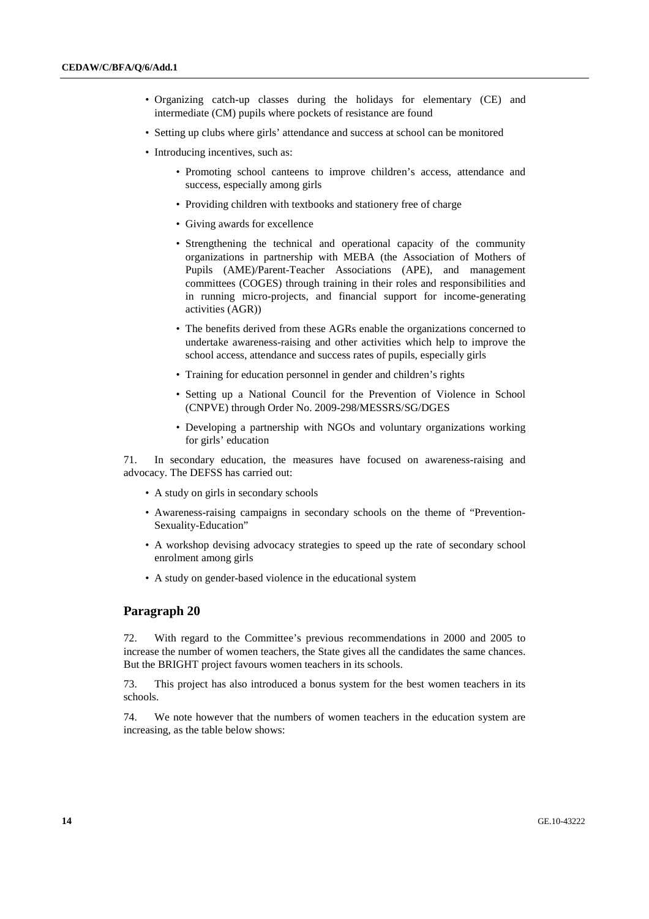- Organizing catch-up classes during the holidays for elementary (CE) and intermediate (CM) pupils where pockets of resistance are found
- Setting up clubs where girls' attendance and success at school can be monitored
- Introducing incentives, such as:
  - Promoting school canteens to improve children's access, attendance and success, especially among girls
  - Providing children with textbooks and stationery free of charge
  - Giving awards for excellence
  - Strengthening the technical and operational capacity of the community organizations in partnership with MEBA (the Association of Mothers of Pupils (AME)/Parent-Teacher Associations (APE), and management committees (COGES) through training in their roles and responsibilities and in running micro-projects, and financial support for income-generating activities (AGR))
  - The benefits derived from these AGRs enable the organizations concerned to undertake awareness-raising and other activities which help to improve the school access, attendance and success rates of pupils, especially girls
  - Training for education personnel in gender and children's rights
  - Setting up a National Council for the Prevention of Violence in School (CNPVE) through Order No. 2009-298/MESSRS/SG/DGES
  - Developing a partnership with NGOs and voluntary organizations working for girls' education

71. In secondary education, the measures have focused on awareness-raising and advocacy. The DEFSS has carried out:

- A study on girls in secondary schools
- Awareness-raising campaigns in secondary schools on the theme of "Prevention-Sexuality-Education"
- A workshop devising advocacy strategies to speed up the rate of secondary school enrolment among girls
- A study on gender-based violence in the educational system

## Paragraph 20

72. With regard to the Committee's previous recommendations in 2000 and 2005 to increase the number of women teachers, the State gives all the candidates the same chances. But the BRIGHT project favours women teachers in its schools.

73. This project has also introduced a bonus system for the best women teachers in its schools.

74. We note however that the numbers of women teachers in the education system are increasing, as the table below shows: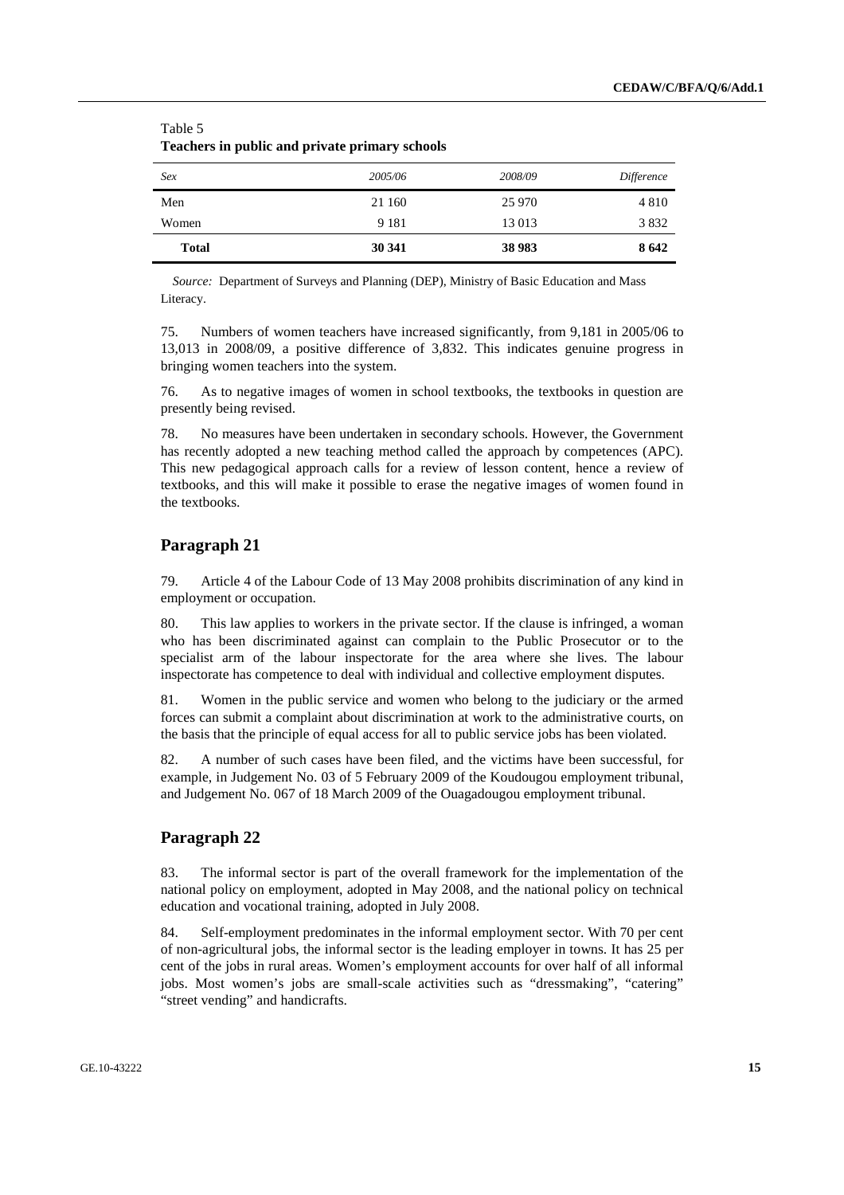Table 5
**Teachers in public and private primary schools**

| *Sex* | *2005/06* | *2008/09* | *Difference* |
|---|---|---|---|
| Men | 21 160 | 25 970 | 4 810 |
| Women | 9 181 | 13 013 | 3 832 |
| **Total** | **30 341** | **38 983** | **8 642** |

*Source:* Department of Surveys and Planning (DEP), Ministry of Basic Education and Mass Literacy.

75. Numbers of women teachers have increased significantly, from 9,181 in 2005/06 to 13,013 in 2008/09, a positive difference of 3,832. This indicates genuine progress in bringing women teachers into the system.

76. As to negative images of women in school textbooks, the textbooks in question are presently being revised.

78. No measures have been undertaken in secondary schools. However, the Government has recently adopted a new teaching method called the approach by competences (APC). This new pedagogical approach calls for a review of lesson content, hence a review of textbooks, and this will make it possible to erase the negative images of women found in the textbooks.

## Paragraph 21

79. Article 4 of the Labour Code of 13 May 2008 prohibits discrimination of any kind in employment or occupation.

80. This law applies to workers in the private sector. If the clause is infringed, a woman who has been discriminated against can complain to the Public Prosecutor or to the specialist arm of the labour inspectorate for the area where she lives. The labour inspectorate has competence to deal with individual and collective employment disputes.

81. Women in the public service and women who belong to the judiciary or the armed forces can submit a complaint about discrimination at work to the administrative courts, on the basis that the principle of equal access for all to public service jobs has been violated.

82. A number of such cases have been filed, and the victims have been successful, for example, in Judgement No. 03 of 5 February 2009 of the Koudougou employment tribunal, and Judgement No. 067 of 18 March 2009 of the Ouagadougou employment tribunal.

## Paragraph 22

83. The informal sector is part of the overall framework for the implementation of the national policy on employment, adopted in May 2008, and the national policy on technical education and vocational training, adopted in July 2008.

84. Self-employment predominates in the informal employment sector. With 70 per cent of non-agricultural jobs, the informal sector is the leading employer in towns. It has 25 per cent of the jobs in rural areas. Women's employment accounts for over half of all informal jobs. Most women's jobs are small-scale activities such as "dressmaking", "catering" "street vending" and handicrafts.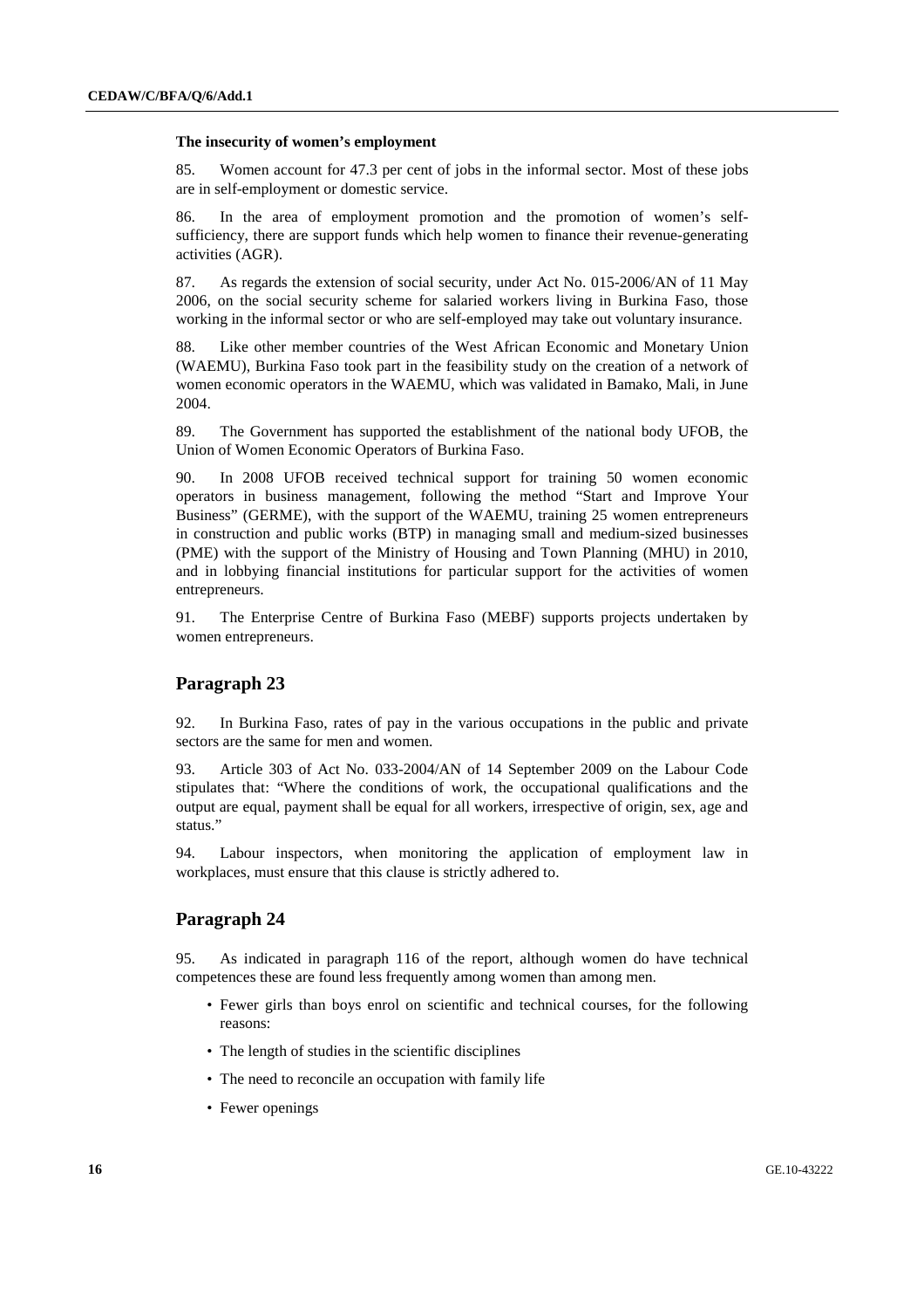**The insecurity of women's employment**

85. Women account for 47.3 per cent of jobs in the informal sector. Most of these jobs are in self-employment or domestic service.

86. In the area of employment promotion and the promotion of women's self-sufficiency, there are support funds which help women to finance their revenue-generating activities (AGR).

87. As regards the extension of social security, under Act No. 015-2006/AN of 11 May 2006, on the social security scheme for salaried workers living in Burkina Faso, those working in the informal sector or who are self-employed may take out voluntary insurance.

88. Like other member countries of the West African Economic and Monetary Union (WAEMU), Burkina Faso took part in the feasibility study on the creation of a network of women economic operators in the WAEMU, which was validated in Bamako, Mali, in June 2004.

89. The Government has supported the establishment of the national body UFOB, the Union of Women Economic Operators of Burkina Faso.

90. In 2008 UFOB received technical support for training 50 women economic operators in business management, following the method "Start and Improve Your Business" (GERME), with the support of the WAEMU, training 25 women entrepreneurs in construction and public works (BTP) in managing small and medium-sized businesses (PME) with the support of the Ministry of Housing and Town Planning (MHU) in 2010, and in lobbying financial institutions for particular support for the activities of women entrepreneurs.

91. The Enterprise Centre of Burkina Faso (MEBF) supports projects undertaken by women entrepreneurs.

## Paragraph 23

92. In Burkina Faso, rates of pay in the various occupations in the public and private sectors are the same for men and women.

93. Article 303 of Act No. 033-2004/AN of 14 September 2009 on the Labour Code stipulates that: "Where the conditions of work, the occupational qualifications and the output are equal, payment shall be equal for all workers, irrespective of origin, sex, age and status."

94. Labour inspectors, when monitoring the application of employment law in workplaces, must ensure that this clause is strictly adhered to.

## Paragraph 24

95. As indicated in paragraph 116 of the report, although women do have technical competences these are found less frequently among women than among men.

- Fewer girls than boys enrol on scientific and technical courses, for the following reasons:
- The length of studies in the scientific disciplines
- The need to reconcile an occupation with family life
- Fewer openings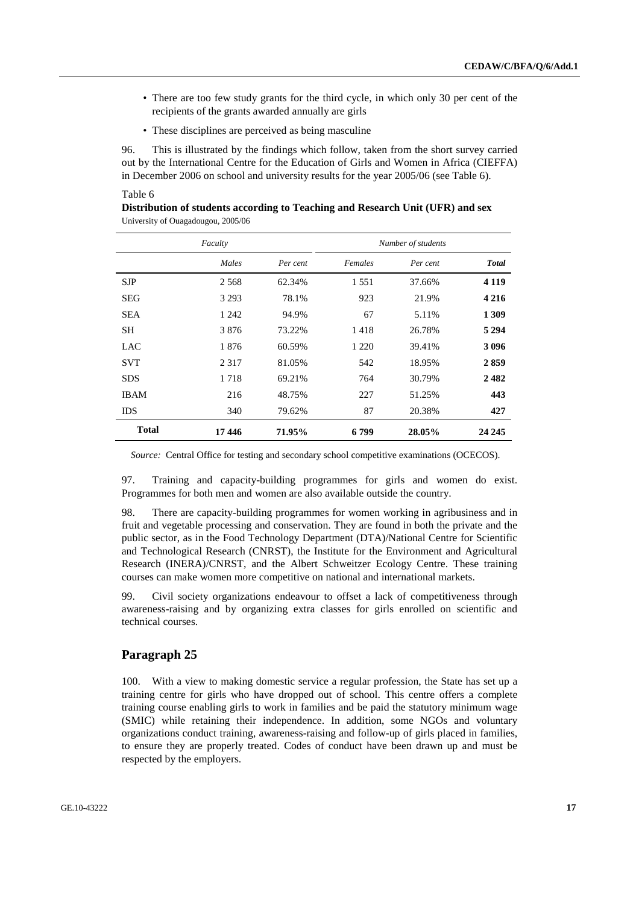- There are too few study grants for the third cycle, in which only 30 per cent of the recipients of the grants awarded annually are girls
- These disciplines are perceived as being masculine

96. This is illustrated by the findings which follow, taken from the short survey carried out by the International Centre for the Education of Girls and Women in Africa (CIEFFA) in December 2006 on school and university results for the year 2005/06 (see Table 6).

Table 6

**Distribution of students according to Teaching and Research Unit (UFR) and sex**

University of Ouagadougou, 2005/06

| *Faculty* | | | *Number of students* | | |
|---|---|---|---|---|---|
| | *Males* | *Per cent* | *Females* | *Per cent* | ***Total*** |
| SJP | 2 568 | 62.34% | 1 551 | 37.66% | **4 119** |
| SEG | 3 293 | 78.1% | 923 | 21.9% | **4 216** |
| SEA | 1 242 | 94.9% | 67 | 5.11% | **1 309** |
| SH | 3 876 | 73.22% | 1 418 | 26.78% | **5 294** |
| LAC | 1 876 | 60.59% | 1 220 | 39.41% | **3 096** |
| SVT | 2 317 | 81.05% | 542 | 18.95% | **2 859** |
| SDS | 1 718 | 69.21% | 764 | 30.79% | **2 482** |
| IBAM | 216 | 48.75% | 227 | 51.25% | **443** |
| IDS | 340 | 79.62% | 87 | 20.38% | **427** |
| **Total** | **17 446** | **71.95%** | **6 799** | **28.05%** | **24 245** |

*Source:* Central Office for testing and secondary school competitive examinations (OCECOS).

97. Training and capacity-building programmes for girls and women do exist. Programmes for both men and women are also available outside the country.

98. There are capacity-building programmes for women working in agribusiness and in fruit and vegetable processing and conservation. They are found in both the private and the public sector, as in the Food Technology Department (DTA)/National Centre for Scientific and Technological Research (CNRST), the Institute for the Environment and Agricultural Research (INERA)/CNRST, and the Albert Schweitzer Ecology Centre. These training courses can make women more competitive on national and international markets.

99. Civil society organizations endeavour to offset a lack of competitiveness through awareness-raising and by organizing extra classes for girls enrolled on scientific and technical courses.

## Paragraph 25

100. With a view to making domestic service a regular profession, the State has set up a training centre for girls who have dropped out of school. This centre offers a complete training course enabling girls to work in families and be paid the statutory minimum wage (SMIC) while retaining their independence. In addition, some NGOs and voluntary organizations conduct training, awareness-raising and follow-up of girls placed in families, to ensure they are properly treated. Codes of conduct have been drawn up and must be respected by the employers.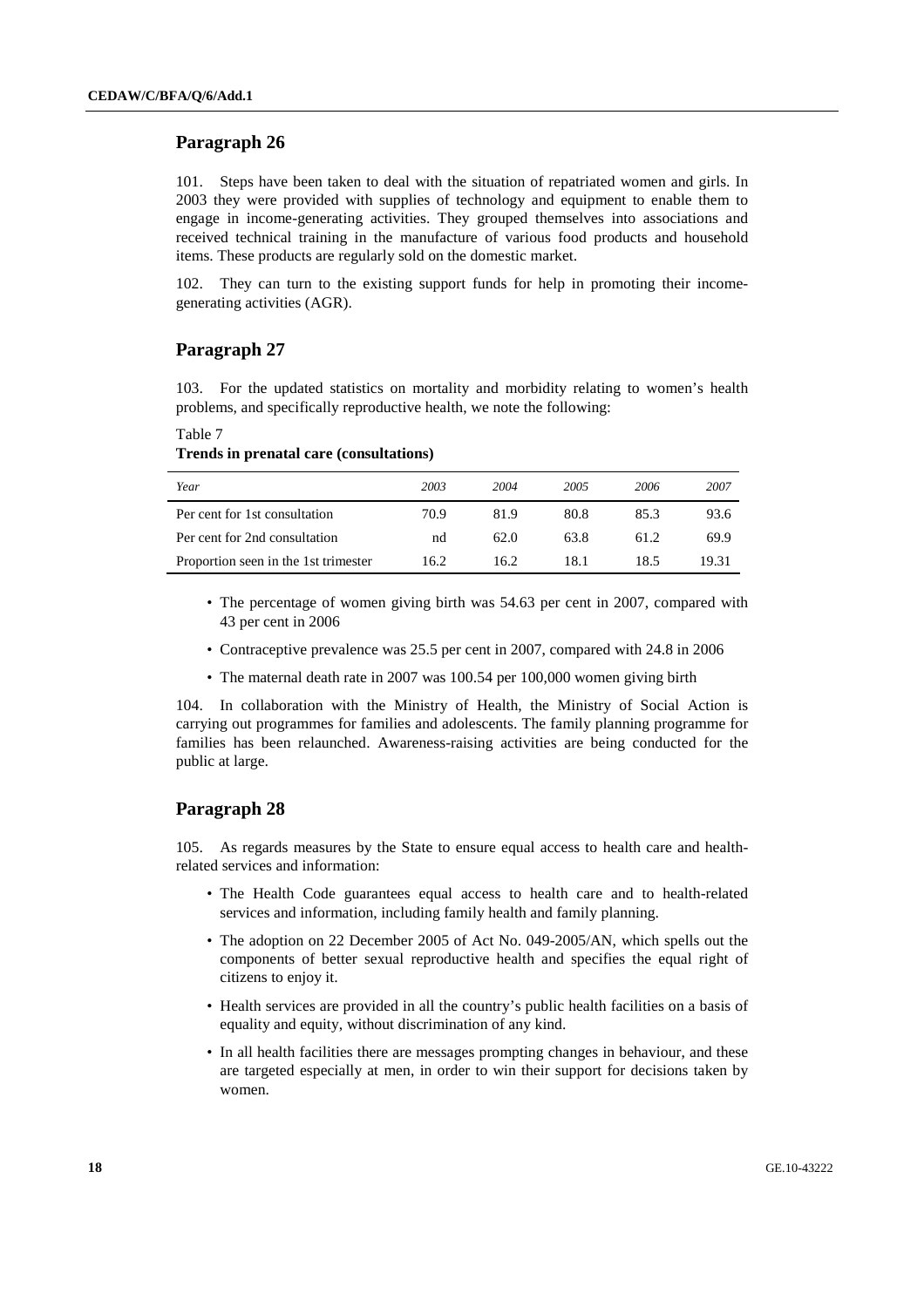## Paragraph 26

101. Steps have been taken to deal with the situation of repatriated women and girls. In 2003 they were provided with supplies of technology and equipment to enable them to engage in income-generating activities. They grouped themselves into associations and received technical training in the manufacture of various food products and household items. These products are regularly sold on the domestic market.

102. They can turn to the existing support funds for help in promoting their income-generating activities (AGR).

## Paragraph 27

103. For the updated statistics on mortality and morbidity relating to women's health problems, and specifically reproductive health, we note the following:

Table 7
**Trends in prenatal care (consultations)**

| *Year* | *2003* | *2004* | *2005* | *2006* | *2007* |
|---|---|---|---|---|---|
| Per cent for 1st consultation | 70.9 | 81.9 | 80.8 | 85.3 | 93.6 |
| Per cent for 2nd consultation | nd | 62.0 | 63.8 | 61.2 | 69.9 |
| Proportion seen in the 1st trimester | 16.2 | 16.2 | 18.1 | 18.5 | 19.31 |

- The percentage of women giving birth was 54.63 per cent in 2007, compared with 43 per cent in 2006
- Contraceptive prevalence was 25.5 per cent in 2007, compared with 24.8 in 2006
- The maternal death rate in 2007 was 100.54 per 100,000 women giving birth

104. In collaboration with the Ministry of Health, the Ministry of Social Action is carrying out programmes for families and adolescents. The family planning programme for families has been relaunched. Awareness-raising activities are being conducted for the public at large.

## Paragraph 28

105. As regards measures by the State to ensure equal access to health care and health-related services and information:

- The Health Code guarantees equal access to health care and to health-related services and information, including family health and family planning.
- The adoption on 22 December 2005 of Act No. 049-2005/AN, which spells out the components of better sexual reproductive health and specifies the equal right of citizens to enjoy it.
- Health services are provided in all the country's public health facilities on a basis of equality and equity, without discrimination of any kind.
- In all health facilities there are messages prompting changes in behaviour, and these are targeted especially at men, in order to win their support for decisions taken by women.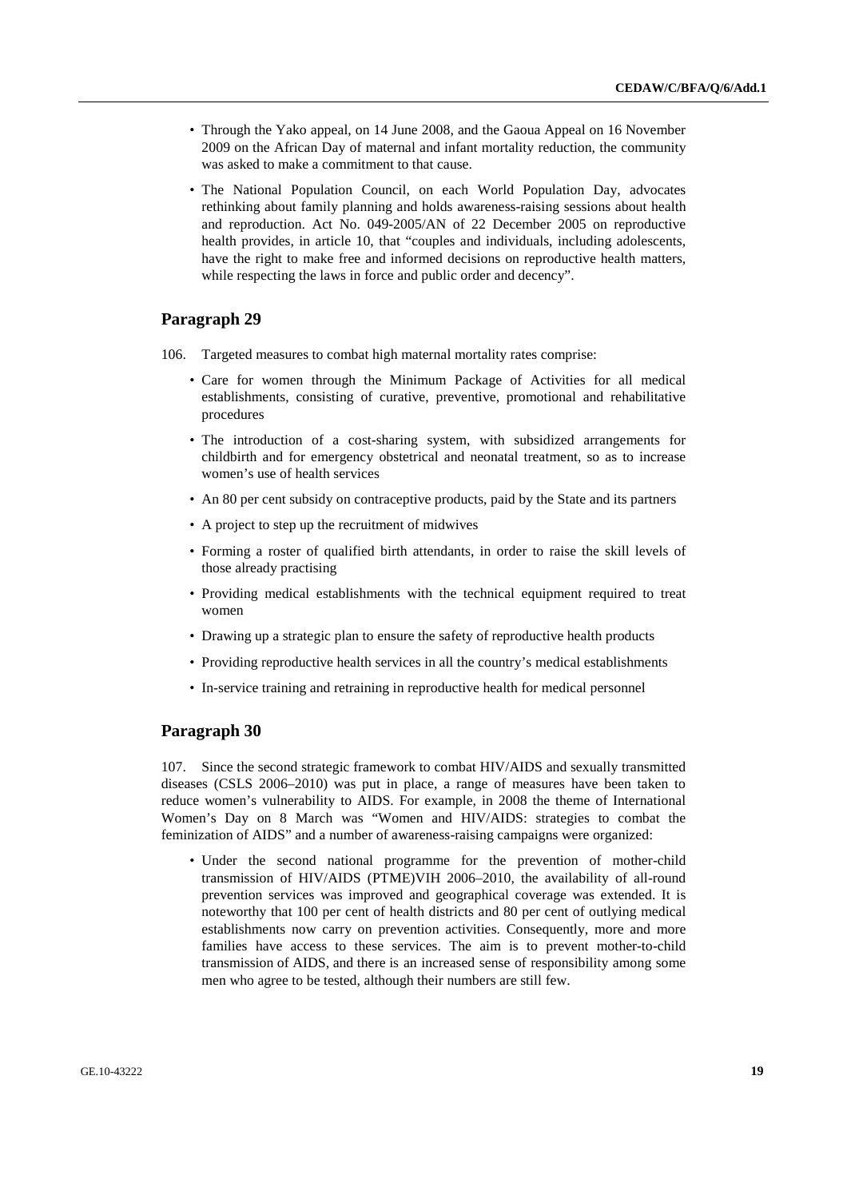- Through the Yako appeal, on 14 June 2008, and the Gaoua Appeal on 16 November 2009 on the African Day of maternal and infant mortality reduction, the community was asked to make a commitment to that cause.
- The National Population Council, on each World Population Day, advocates rethinking about family planning and holds awareness-raising sessions about health and reproduction. Act No. 049-2005/AN of 22 December 2005 on reproductive health provides, in article 10, that "couples and individuals, including adolescents, have the right to make free and informed decisions on reproductive health matters, while respecting the laws in force and public order and decency".

## Paragraph 29

106. Targeted measures to combat high maternal mortality rates comprise:

- Care for women through the Minimum Package of Activities for all medical establishments, consisting of curative, preventive, promotional and rehabilitative procedures
- The introduction of a cost-sharing system, with subsidized arrangements for childbirth and for emergency obstetrical and neonatal treatment, so as to increase women's use of health services
- An 80 per cent subsidy on contraceptive products, paid by the State and its partners
- A project to step up the recruitment of midwives
- Forming a roster of qualified birth attendants, in order to raise the skill levels of those already practising
- Providing medical establishments with the technical equipment required to treat women
- Drawing up a strategic plan to ensure the safety of reproductive health products
- Providing reproductive health services in all the country's medical establishments
- In-service training and retraining in reproductive health for medical personnel

## Paragraph 30

107. Since the second strategic framework to combat HIV/AIDS and sexually transmitted diseases (CSLS 2006–2010) was put in place, a range of measures have been taken to reduce women's vulnerability to AIDS. For example, in 2008 the theme of International Women's Day on 8 March was "Women and HIV/AIDS: strategies to combat the feminization of AIDS" and a number of awareness-raising campaigns were organized:

- Under the second national programme for the prevention of mother-child transmission of HIV/AIDS (PTME)VIH 2006–2010, the availability of all-round prevention services was improved and geographical coverage was extended. It is noteworthy that 100 per cent of health districts and 80 per cent of outlying medical establishments now carry on prevention activities. Consequently, more and more families have access to these services. The aim is to prevent mother-to-child transmission of AIDS, and there is an increased sense of responsibility among some men who agree to be tested, although their numbers are still few.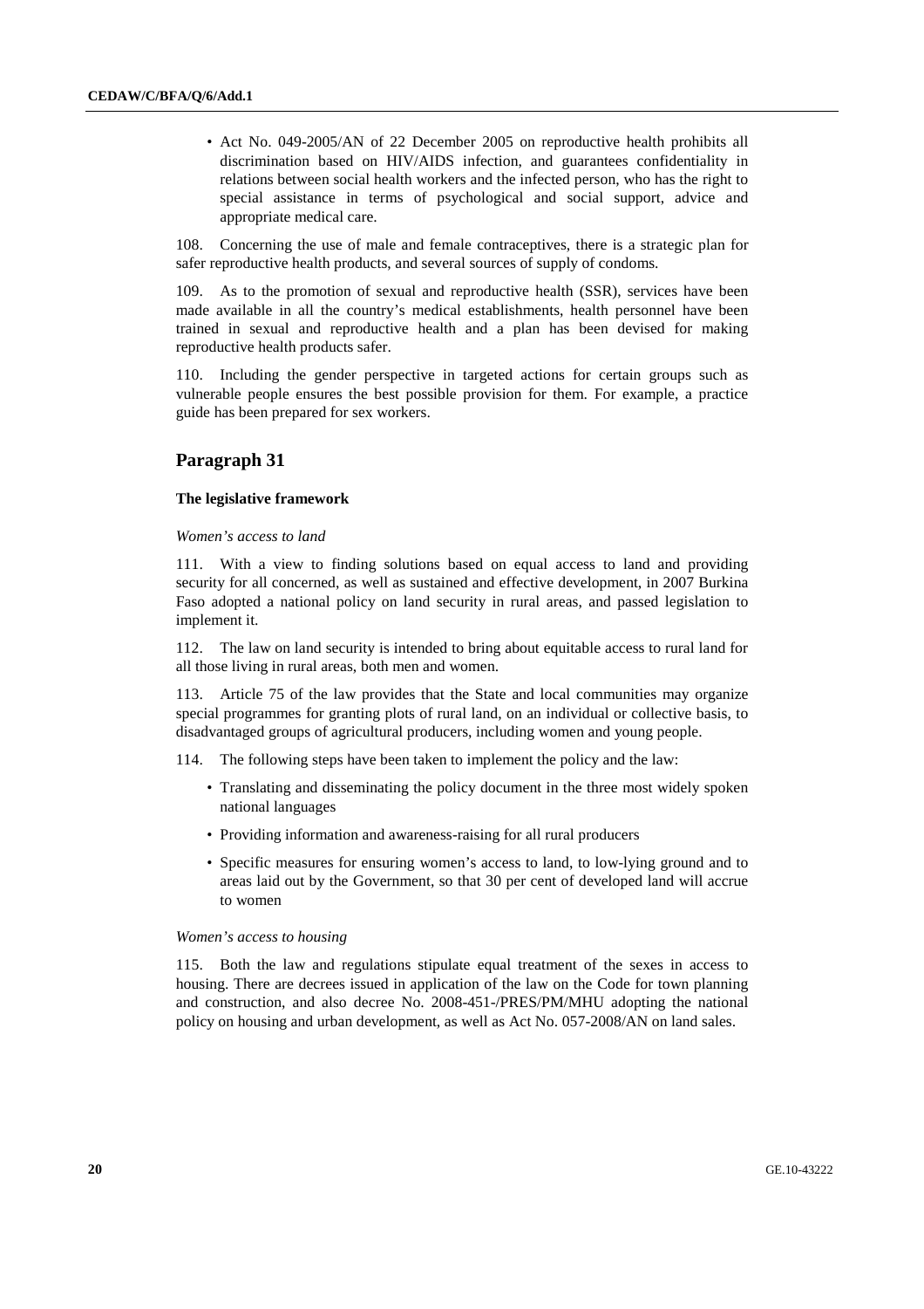- Act No. 049-2005/AN of 22 December 2005 on reproductive health prohibits all discrimination based on HIV/AIDS infection, and guarantees confidentiality in relations between social health workers and the infected person, who has the right to special assistance in terms of psychological and social support, advice and appropriate medical care.

108. Concerning the use of male and female contraceptives, there is a strategic plan for safer reproductive health products, and several sources of supply of condoms.

109. As to the promotion of sexual and reproductive health (SSR), services have been made available in all the country's medical establishments, health personnel have been trained in sexual and reproductive health and a plan has been devised for making reproductive health products safer.

110. Including the gender perspective in targeted actions for certain groups such as vulnerable people ensures the best possible provision for them. For example, a practice guide has been prepared for sex workers.

## Paragraph 31

### The legislative framework

*Women's access to land*

111. With a view to finding solutions based on equal access to land and providing security for all concerned, as well as sustained and effective development, in 2007 Burkina Faso adopted a national policy on land security in rural areas, and passed legislation to implement it.

112. The law on land security is intended to bring about equitable access to rural land for all those living in rural areas, both men and women.

113. Article 75 of the law provides that the State and local communities may organize special programmes for granting plots of rural land, on an individual or collective basis, to disadvantaged groups of agricultural producers, including women and young people.

114. The following steps have been taken to implement the policy and the law:

- Translating and disseminating the policy document in the three most widely spoken national languages
- Providing information and awareness-raising for all rural producers
- Specific measures for ensuring women's access to land, to low-lying ground and to areas laid out by the Government, so that 30 per cent of developed land will accrue to women

*Women's access to housing*

115. Both the law and regulations stipulate equal treatment of the sexes in access to housing. There are decrees issued in application of the law on the Code for town planning and construction, and also decree No. 2008-451-/PRES/PM/MHU adopting the national policy on housing and urban development, as well as Act No. 057-2008/AN on land sales.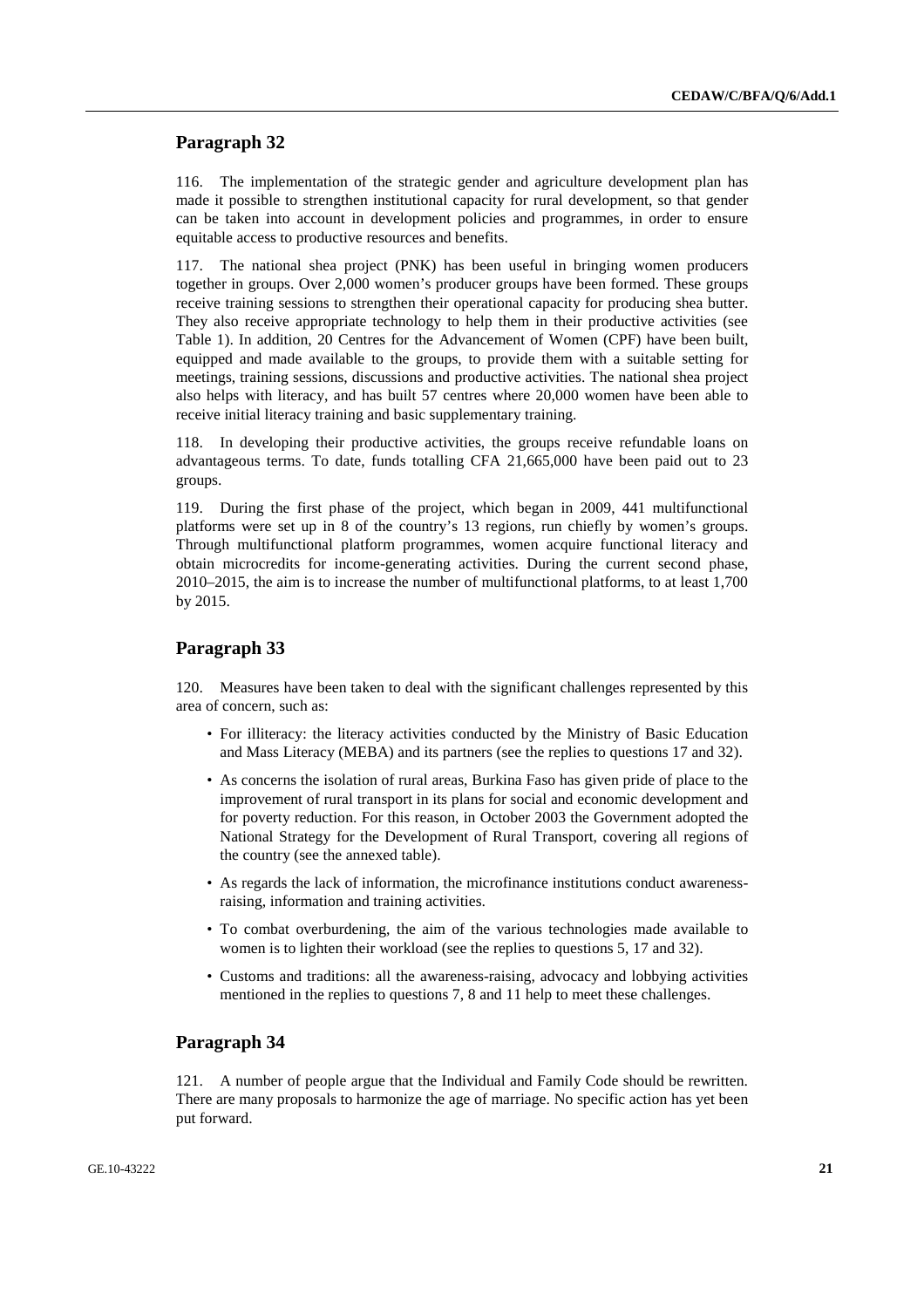## Paragraph 32

116. The implementation of the strategic gender and agriculture development plan has made it possible to strengthen institutional capacity for rural development, so that gender can be taken into account in development policies and programmes, in order to ensure equitable access to productive resources and benefits.

117. The national shea project (PNK) has been useful in bringing women producers together in groups. Over 2,000 women's producer groups have been formed. These groups receive training sessions to strengthen their operational capacity for producing shea butter. They also receive appropriate technology to help them in their productive activities (see Table 1). In addition, 20 Centres for the Advancement of Women (CPF) have been built, equipped and made available to the groups, to provide them with a suitable setting for meetings, training sessions, discussions and productive activities. The national shea project also helps with literacy, and has built 57 centres where 20,000 women have been able to receive initial literacy training and basic supplementary training.

118. In developing their productive activities, the groups receive refundable loans on advantageous terms. To date, funds totalling CFA 21,665,000 have been paid out to 23 groups.

119. During the first phase of the project, which began in 2009, 441 multifunctional platforms were set up in 8 of the country's 13 regions, run chiefly by women's groups. Through multifunctional platform programmes, women acquire functional literacy and obtain microcredits for income-generating activities. During the current second phase, 2010–2015, the aim is to increase the number of multifunctional platforms, to at least 1,700 by 2015.

## Paragraph 33

120. Measures have been taken to deal with the significant challenges represented by this area of concern, such as:

- For illiteracy: the literacy activities conducted by the Ministry of Basic Education and Mass Literacy (MEBA) and its partners (see the replies to questions 17 and 32).
- As concerns the isolation of rural areas, Burkina Faso has given pride of place to the improvement of rural transport in its plans for social and economic development and for poverty reduction. For this reason, in October 2003 the Government adopted the National Strategy for the Development of Rural Transport, covering all regions of the country (see the annexed table).
- As regards the lack of information, the microfinance institutions conduct awareness-raising, information and training activities.
- To combat overburdening, the aim of the various technologies made available to women is to lighten their workload (see the replies to questions 5, 17 and 32).
- Customs and traditions: all the awareness-raising, advocacy and lobbying activities mentioned in the replies to questions 7, 8 and 11 help to meet these challenges.

## Paragraph 34

121. A number of people argue that the Individual and Family Code should be rewritten. There are many proposals to harmonize the age of marriage. No specific action has yet been put forward.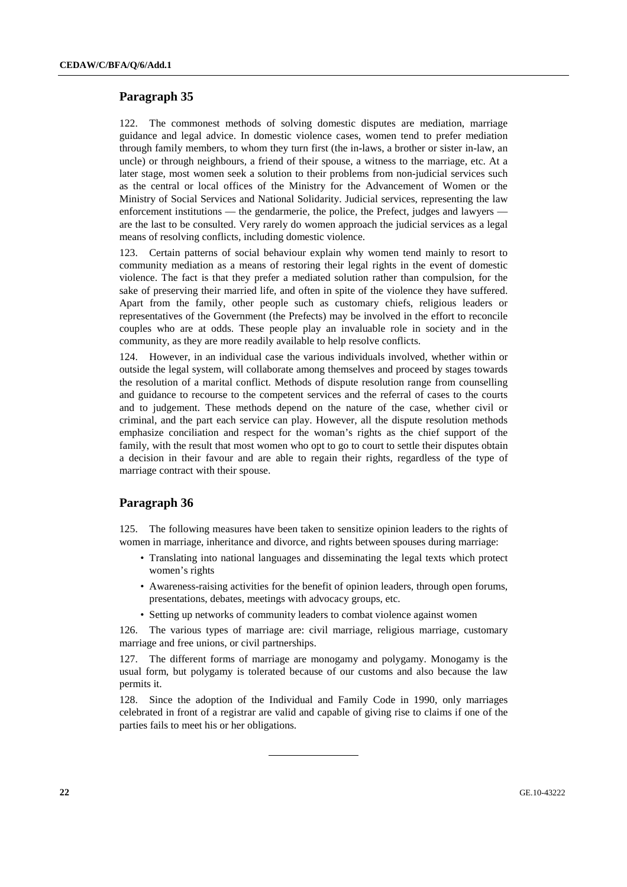## Paragraph 35

122. The commonest methods of solving domestic disputes are mediation, marriage guidance and legal advice. In domestic violence cases, women tend to prefer mediation through family members, to whom they turn first (the in-laws, a brother or sister in-law, an uncle) or through neighbours, a friend of their spouse, a witness to the marriage, etc. At a later stage, most women seek a solution to their problems from non-judicial services such as the central or local offices of the Ministry for the Advancement of Women or the Ministry of Social Services and National Solidarity. Judicial services, representing the law enforcement institutions — the gendarmerie, the police, the Prefect, judges and lawyers — are the last to be consulted. Very rarely do women approach the judicial services as a legal means of resolving conflicts, including domestic violence.

123. Certain patterns of social behaviour explain why women tend mainly to resort to community mediation as a means of restoring their legal rights in the event of domestic violence. The fact is that they prefer a mediated solution rather than compulsion, for the sake of preserving their married life, and often in spite of the violence they have suffered. Apart from the family, other people such as customary chiefs, religious leaders or representatives of the Government (the Prefects) may be involved in the effort to reconcile couples who are at odds. These people play an invaluable role in society and in the community, as they are more readily available to help resolve conflicts.

124. However, in an individual case the various individuals involved, whether within or outside the legal system, will collaborate among themselves and proceed by stages towards the resolution of a marital conflict. Methods of dispute resolution range from counselling and guidance to recourse to the competent services and the referral of cases to the courts and to judgement. These methods depend on the nature of the case, whether civil or criminal, and the part each service can play. However, all the dispute resolution methods emphasize conciliation and respect for the woman's rights as the chief support of the family, with the result that most women who opt to go to court to settle their disputes obtain a decision in their favour and are able to regain their rights, regardless of the type of marriage contract with their spouse.

## Paragraph 36

125. The following measures have been taken to sensitize opinion leaders to the rights of women in marriage, inheritance and divorce, and rights between spouses during marriage:

- Translating into national languages and disseminating the legal texts which protect women's rights
- Awareness-raising activities for the benefit of opinion leaders, through open forums, presentations, debates, meetings with advocacy groups, etc.
- Setting up networks of community leaders to combat violence against women

126. The various types of marriage are: civil marriage, religious marriage, customary marriage and free unions, or civil partnerships.

127. The different forms of marriage are monogamy and polygamy. Monogamy is the usual form, but polygamy is tolerated because of our customs and also because the law permits it.

128. Since the adoption of the Individual and Family Code in 1990, only marriages celebrated in front of a registrar are valid and capable of giving rise to claims if one of the parties fails to meet his or her obligations.